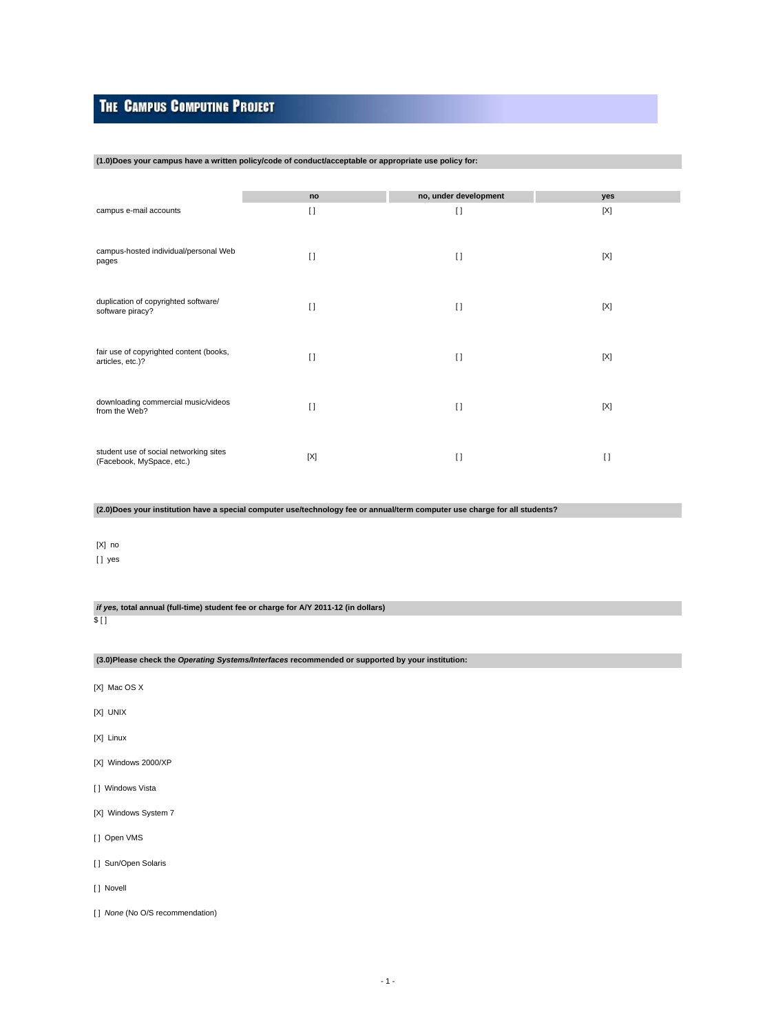# THE CAMPUS COMPUTING PROJECT

**(1.0)Does your campus have a written policy/code of conduct/acceptable or appropriate use policy for:**

| | no | no, under development | yes |
|---|---|---|---|
| campus e-mail accounts | [] | [] | [X] |
| campus-hosted individual/personal Web pages | [] | [] | [X] |
| duplication of copyrighted software/ software piracy? | [] | [] | [X] |
| fair use of copyrighted content (books, articles, etc.)? | [] | [] | [X] |
| downloading commercial music/videos from the Web? | [] | [] | [X] |
| student use of social networking sites (Facebook, MySpace, etc.) | [X] | [] | [] |

**(2.0)Does your institution have a special computer use/technology fee or annual/term computer use charge for all students?**

[X] no

[] yes

***if yes,* total annual (full-time) student fee or charge for A/Y 2011-12 (in dollars)**

$ []

**(3.0)Please check the *Operating Systems/Interfaces* recommended or supported by your institution:**

[X] Mac OS X

[X] UNIX

[X] Linux

[X] Windows 2000/XP

[] Windows Vista

[X] Windows System 7

[] Open VMS

[] Sun/Open Solaris

[] Novell

[] *None* (No O/S recommendation)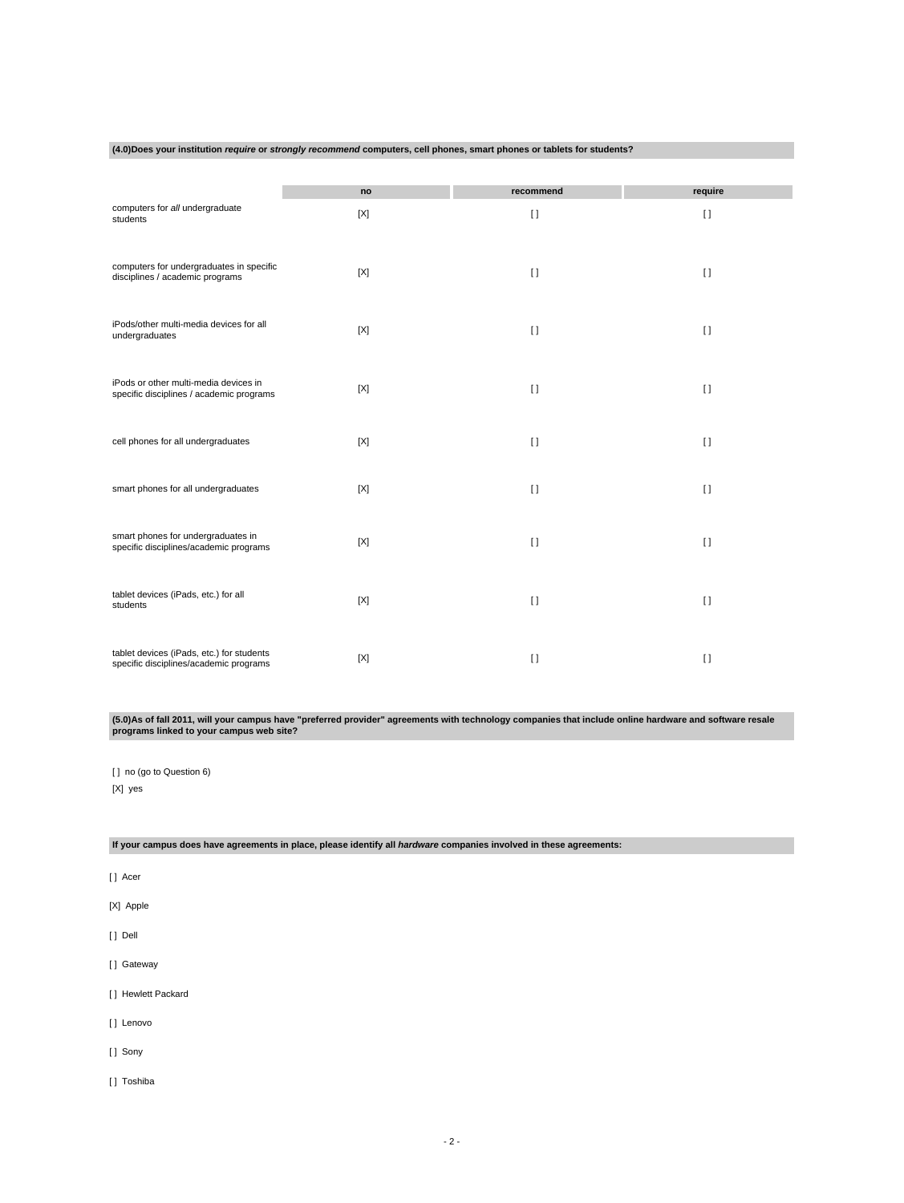**(4.0)Does your institution *require* or *strongly recommend* computers, cell phones, smart phones or tablets for students?**

| | no | recommend | require |
|---|---|---|---|
| computers for *all* undergraduate students | [X] | [ ] | [ ] |
| computers for undergraduates in specific disciplines / academic programs | [X] | [ ] | [ ] |
| iPods/other multi-media devices for all undergraduates | [X] | [ ] | [ ] |
| iPods or other multi-media devices in specific disciplines / academic programs | [X] | [ ] | [ ] |
| cell phones for all undergraduates | [X] | [ ] | [ ] |
| smart phones for all undergraduates | [X] | [ ] | [ ] |
| smart phones for undergraduates in specific disciplines/academic programs | [X] | [ ] | [ ] |
| tablet devices (iPads, etc.) for all students | [X] | [ ] | [ ] |
| tablet devices (iPads, etc.) for students specific disciplines/academic programs | [X] | [ ] | [ ] |

**(5.0)As of fall 2011, will your campus have "preferred provider" agreements with technology companies that include online hardware and software resale programs linked to your campus web site?**

[ ] no (go to Question 6)

[X] yes

**If your campus does have agreements in place, please identify all *hardware* companies involved in these agreements:**

[ ] Acer

[X] Apple

[ ] Dell

[ ] Gateway

[ ] Hewlett Packard

[ ] Lenovo

[ ] Sony

[ ] Toshiba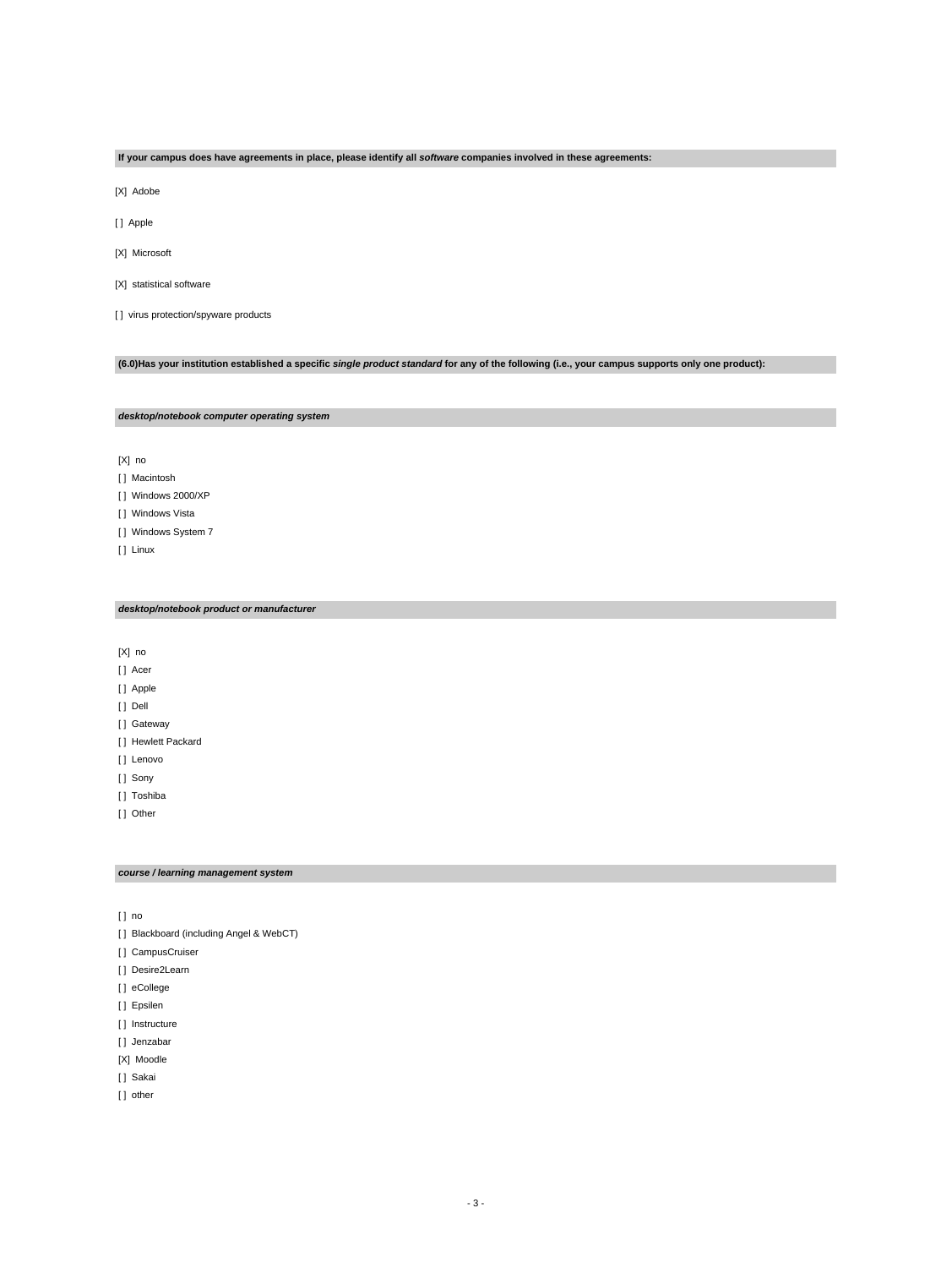**If your campus does have agreements in place, please identify all *software* companies involved in these agreements:**

[X] Adobe

[ ] Apple

[X] Microsoft

[X] statistical software

[ ] virus protection/spyware products

**(6.0)Has your institution established a specific *single product standard* for any of the following (i.e., your campus supports only one product):**

***desktop/notebook computer operating system***

[X] no
[ ] Macintosh
[ ] Windows 2000/XP
[ ] Windows Vista
[ ] Windows System 7
[ ] Linux

***desktop/notebook product or manufacturer***

[X] no
[ ] Acer
[ ] Apple
[ ] Dell
[ ] Gateway
[ ] Hewlett Packard
[ ] Lenovo
[ ] Sony
[ ] Toshiba
[ ] Other

***course / learning management system***

[ ] no
[ ] Blackboard (including Angel & WebCT)
[ ] CampusCruiser
[ ] Desire2Learn
[ ] eCollege
[ ] Epsilen
[ ] Instructure
[ ] Jenzabar
[X] Moodle
[ ] Sakai
[ ] other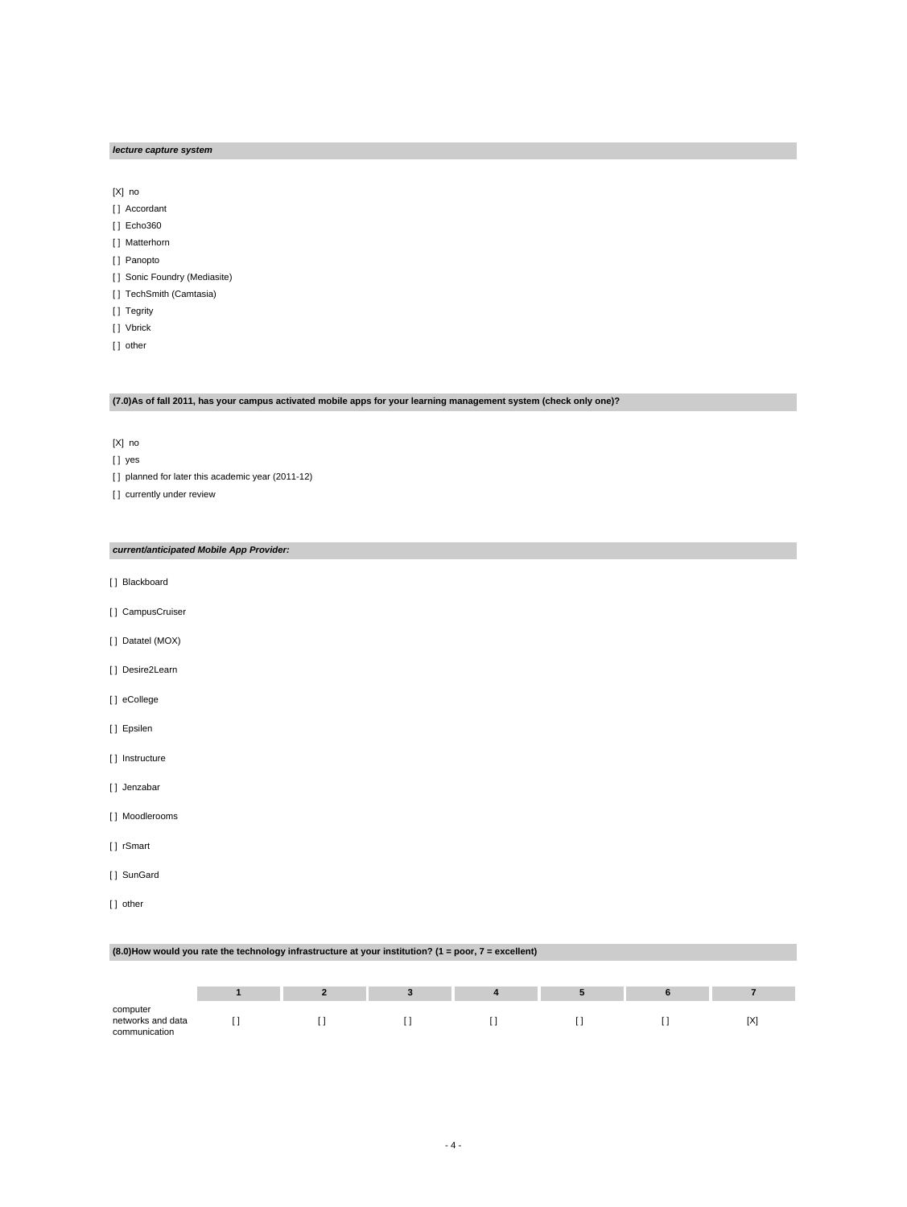***lecture capture system***

[X] no
[ ] Accordant
[ ] Echo360
[ ] Matterhorn
[ ] Panopto
[ ] Sonic Foundry (Mediasite)
[ ] TechSmith (Camtasia)
[ ] Tegrity
[ ] Vbrick
[ ] other

**(7.0)As of fall 2011, has your campus activated mobile apps for your learning management system (check only one)?**

[X] no
[ ] yes
[ ] planned for later this academic year (2011-12)
[ ] currently under review

***current/anticipated Mobile App Provider:***

[ ] Blackboard
[ ] CampusCruiser
[ ] Datatel (MOX)
[ ] Desire2Learn
[ ] eCollege
[ ] Epsilen
[ ] Instructure
[ ] Jenzabar
[ ] Moodlerooms
[ ] rSmart
[ ] SunGard
[ ] other

**(8.0)How would you rate the technology infrastructure at your institution? (1 = poor, 7 = excellent)**

| | 1 | 2 | 3 | 4 | 5 | 6 | 7 |
|---|---|---|---|---|---|---|---|
| computer networks and data communication | [ ] | [ ] | [ ] | [ ] | [ ] | [ ] | [X] |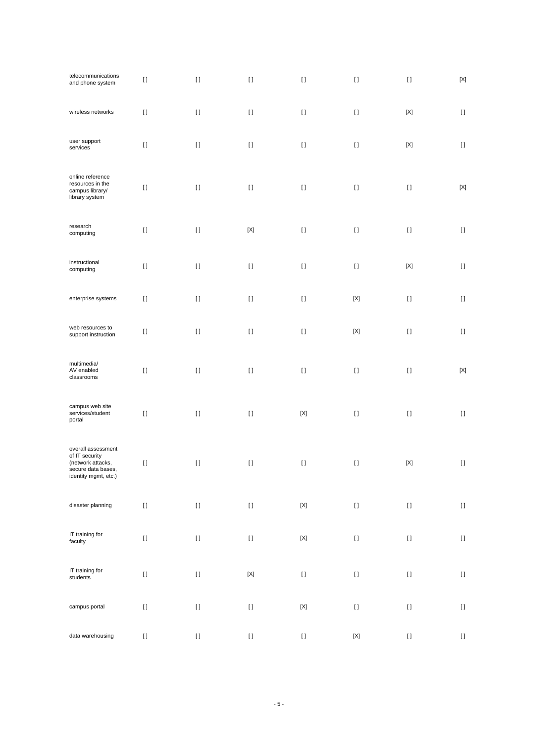| | | | | | | | |
|---|---|---|---|---|---|---|---|
| telecommunications and phone system | [ ] | [ ] | [ ] | [ ] | [ ] | [ ] | [X] |
| wireless networks | [ ] | [ ] | [ ] | [ ] | [ ] | [X] | [ ] |
| user support services | [ ] | [ ] | [ ] | [ ] | [ ] | [X] | [ ] |
| online reference resources in the campus library/ library system | [ ] | [ ] | [ ] | [ ] | [ ] | [ ] | [X] |
| research computing | [ ] | [ ] | [X] | [ ] | [ ] | [ ] | [ ] |
| instructional computing | [ ] | [ ] | [ ] | [ ] | [ ] | [X] | [ ] |
| enterprise systems | [ ] | [ ] | [ ] | [ ] | [X] | [ ] | [ ] |
| web resources to support instruction | [ ] | [ ] | [ ] | [ ] | [X] | [ ] | [ ] |
| multimedia/ AV enabled classrooms | [ ] | [ ] | [ ] | [ ] | [ ] | [ ] | [X] |
| campus web site services/student portal | [ ] | [ ] | [ ] | [X] | [ ] | [ ] | [ ] |
| overall assessment of IT security (network attacks, secure data bases, identity mgmt, etc.) | [ ] | [ ] | [ ] | [ ] | [ ] | [X] | [ ] |
| disaster planning | [ ] | [ ] | [ ] | [X] | [ ] | [ ] | [ ] |
| IT training for faculty | [ ] | [ ] | [ ] | [X] | [ ] | [ ] | [ ] |
| IT training for students | [ ] | [ ] | [X] | [ ] | [ ] | [ ] | [ ] |
| campus portal | [ ] | [ ] | [ ] | [X] | [ ] | [ ] | [ ] |
| data warehousing | [ ] | [ ] | [ ] | [ ] | [X] | [ ] | [ ] |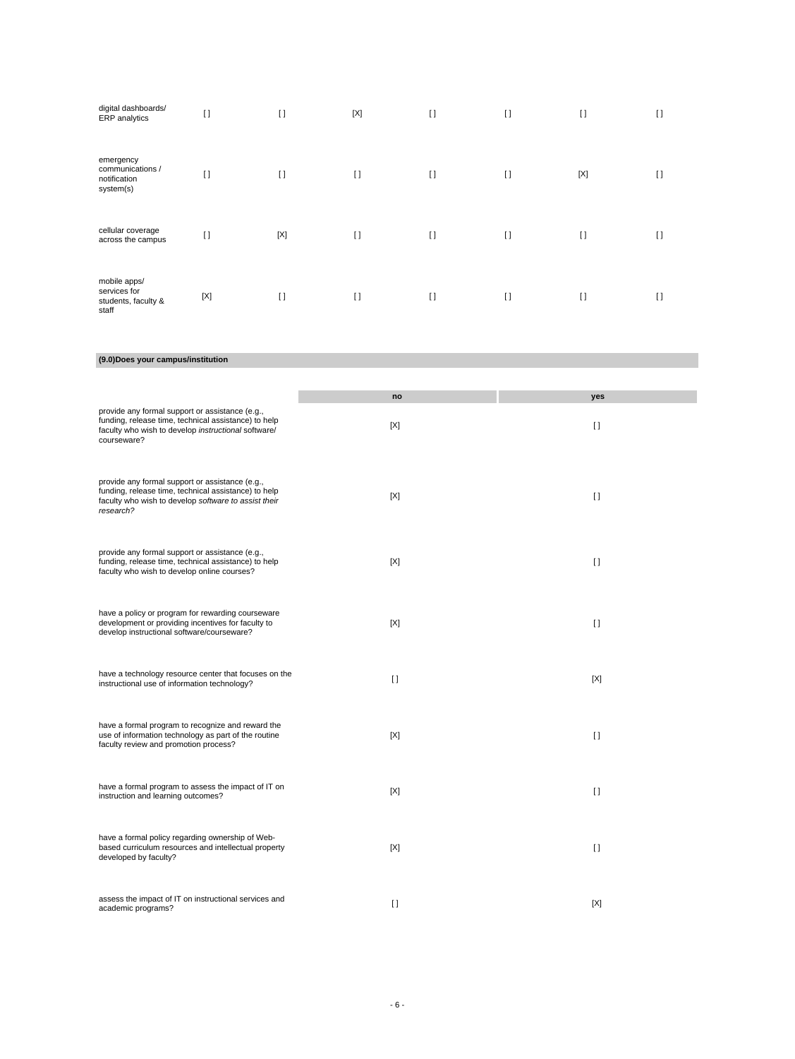| | | | | | | | |
|---|---|---|---|---|---|---|---|
| digital dashboards/ ERP analytics | [ ] | [ ] | [X] | [ ] | [ ] | [ ] | [ ] |
| emergency communications / notification system(s) | [ ] | [ ] | [ ] | [ ] | [ ] | [X] | [ ] |
| cellular coverage across the campus | [ ] | [X] | [ ] | [ ] | [ ] | [ ] | [ ] |
| mobile apps/ services for students, faculty & staff | [X] | [ ] | [ ] | [ ] | [ ] | [ ] | [ ] |

**(9.0)Does your campus/institution**

| | no | yes |
|---|---|---|
| provide any formal support or assistance (e.g., funding, release time, technical assistance) to help faculty who wish to develop *instructional* software/ courseware? | [X] | [ ] |
| provide any formal support or assistance (e.g., funding, release time, technical assistance) to help faculty who wish to develop *software to assist their research?* | [X] | [ ] |
| provide any formal support or assistance (e.g., funding, release time, technical assistance) to help faculty who wish to develop online courses? | [X] | [ ] |
| have a policy or program for rewarding courseware development or providing incentives for faculty to develop instructional software/courseware? | [X] | [ ] |
| have a technology resource center that focuses on the instructional use of information technology? | [ ] | [X] |
| have a formal program to recognize and reward the use of information technology as part of the routine faculty review and promotion process? | [X] | [ ] |
| have a formal program to assess the impact of IT on instruction and learning outcomes? | [X] | [ ] |
| have a formal policy regarding ownership of Web-based curriculum resources and intellectual property developed by faculty? | [X] | [ ] |
| assess the impact of IT on instructional services and academic programs? | [ ] | [X] |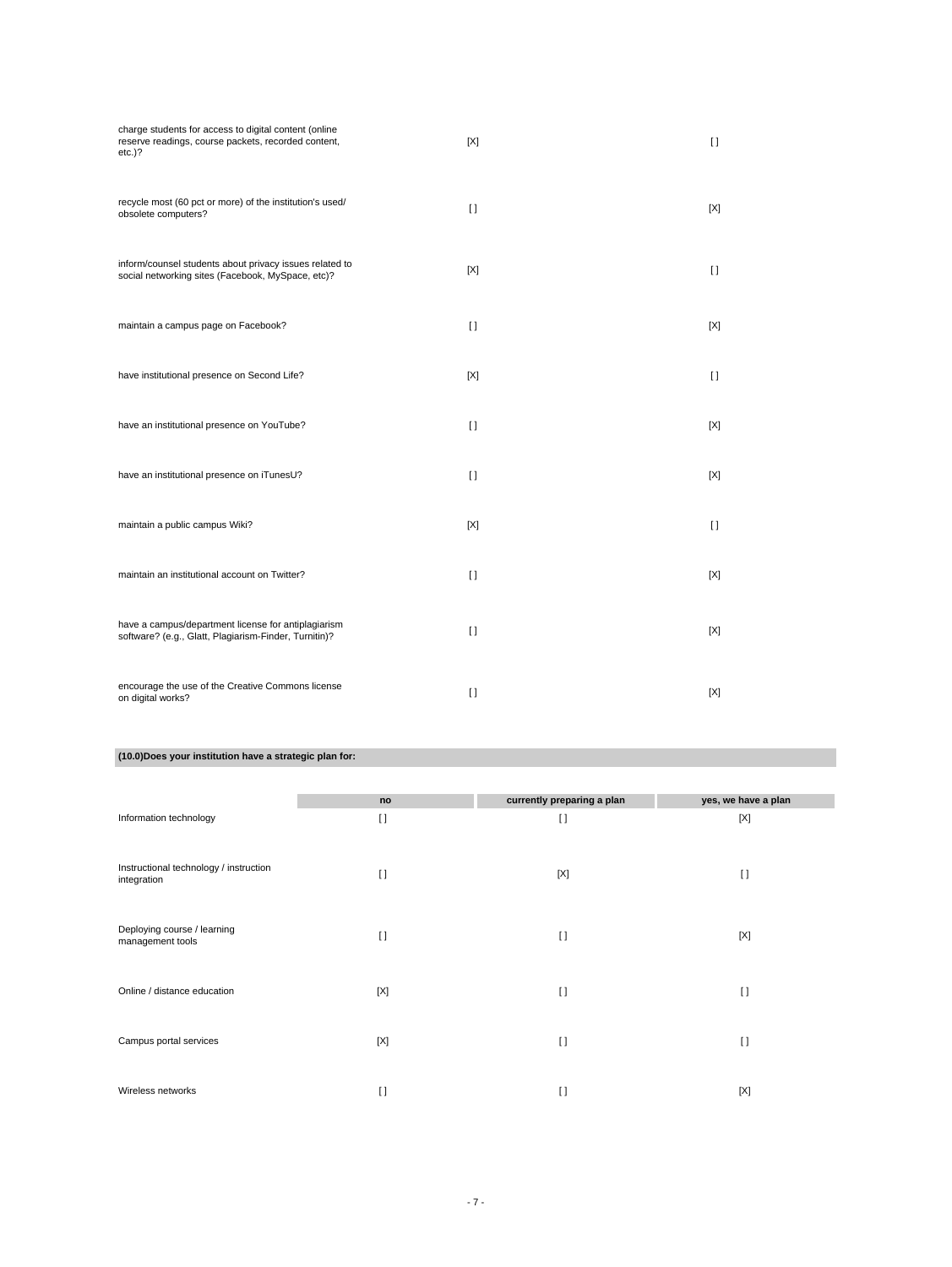| | | |
|---|---|---|
| charge students for access to digital content (online reserve readings, course packets, recorded content, etc.)? | [X] | [ ] |
| recycle most (60 pct or more) of the institution's used/ obsolete computers? | [ ] | [X] |
| inform/counsel students about privacy issues related to social networking sites (Facebook, MySpace, etc)? | [X] | [ ] |
| maintain a campus page on Facebook? | [ ] | [X] |
| have institutional presence on Second Life? | [X] | [ ] |
| have an institutional presence on YouTube? | [ ] | [X] |
| have an institutional presence on iTunesU? | [ ] | [X] |
| maintain a public campus Wiki? | [X] | [ ] |
| maintain an institutional account on Twitter? | [ ] | [X] |
| have a campus/department license for antiplagiarism software? (e.g., Glatt, Plagiarism-Finder, Turnitin)? | [ ] | [X] |
| encourage the use of the Creative Commons license on digital works? | [ ] | [X] |

**(10.0)Does your institution have a strategic plan for:**

| | no | currently preparing a plan | yes, we have a plan |
|---|---|---|---|
| Information technology | [ ] | [ ] | [X] |
| Instructional technology / instruction integration | [ ] | [X] | [ ] |
| Deploying course / learning management tools | [ ] | [ ] | [X] |
| Online / distance education | [X] | [ ] | [ ] |
| Campus portal services | [X] | [ ] | [ ] |
| Wireless networks | [ ] | [ ] | [X] |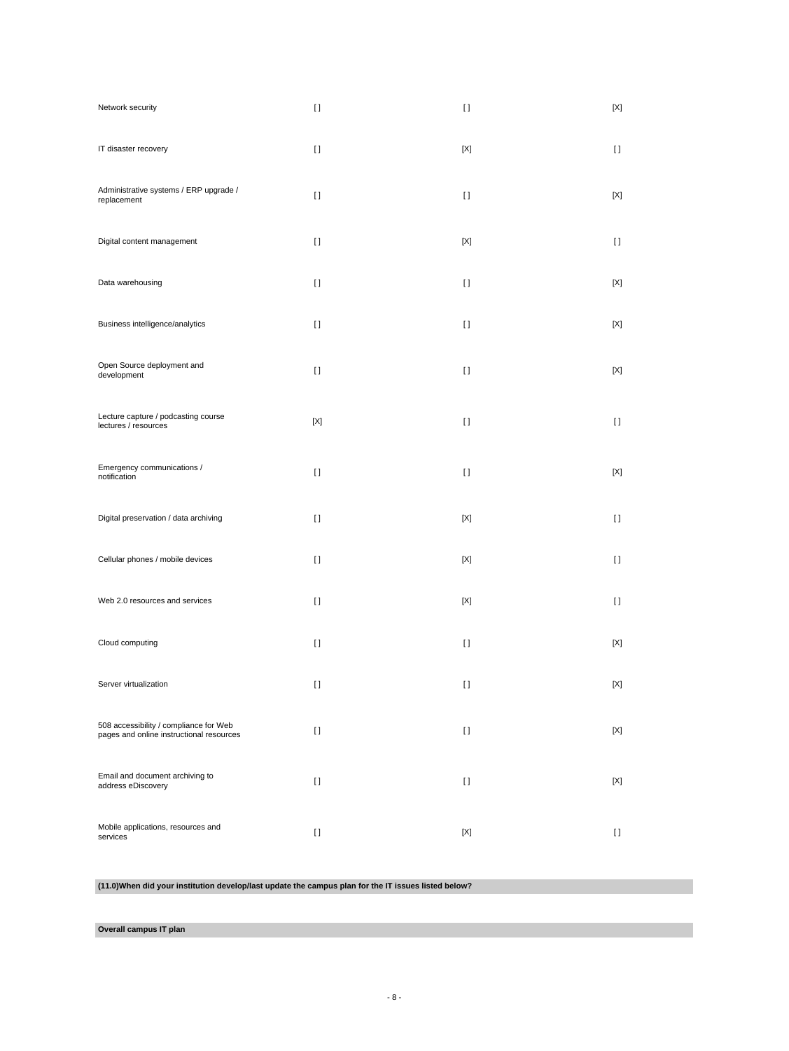| | | | |
|---|---|---|---|
| Network security | [ ] | [ ] | [X] |
| IT disaster recovery | [ ] | [X] | [ ] |
| Administrative systems / ERP upgrade / replacement | [ ] | [ ] | [X] |
| Digital content management | [ ] | [X] | [ ] |
| Data warehousing | [ ] | [ ] | [X] |
| Business intelligence/analytics | [ ] | [ ] | [X] |
| Open Source deployment and development | [ ] | [ ] | [X] |
| Lecture capture / podcasting course lectures / resources | [X] | [ ] | [ ] |
| Emergency communications / notification | [ ] | [ ] | [X] |
| Digital preservation / data archiving | [ ] | [X] | [ ] |
| Cellular phones / mobile devices | [ ] | [X] | [ ] |
| Web 2.0 resources and services | [ ] | [X] | [ ] |
| Cloud computing | [ ] | [ ] | [X] |
| Server virtualization | [ ] | [ ] | [X] |
| 508 accessibility / compliance for Web pages and online instructional resources | [ ] | [ ] | [X] |
| Email and document archiving to address eDiscovery | [ ] | [ ] | [X] |
| Mobile applications, resources and services | [ ] | [X] | [ ] |

**(11.0)When did your institution develop/last update the campus plan for the IT issues listed below?**

**Overall campus IT plan**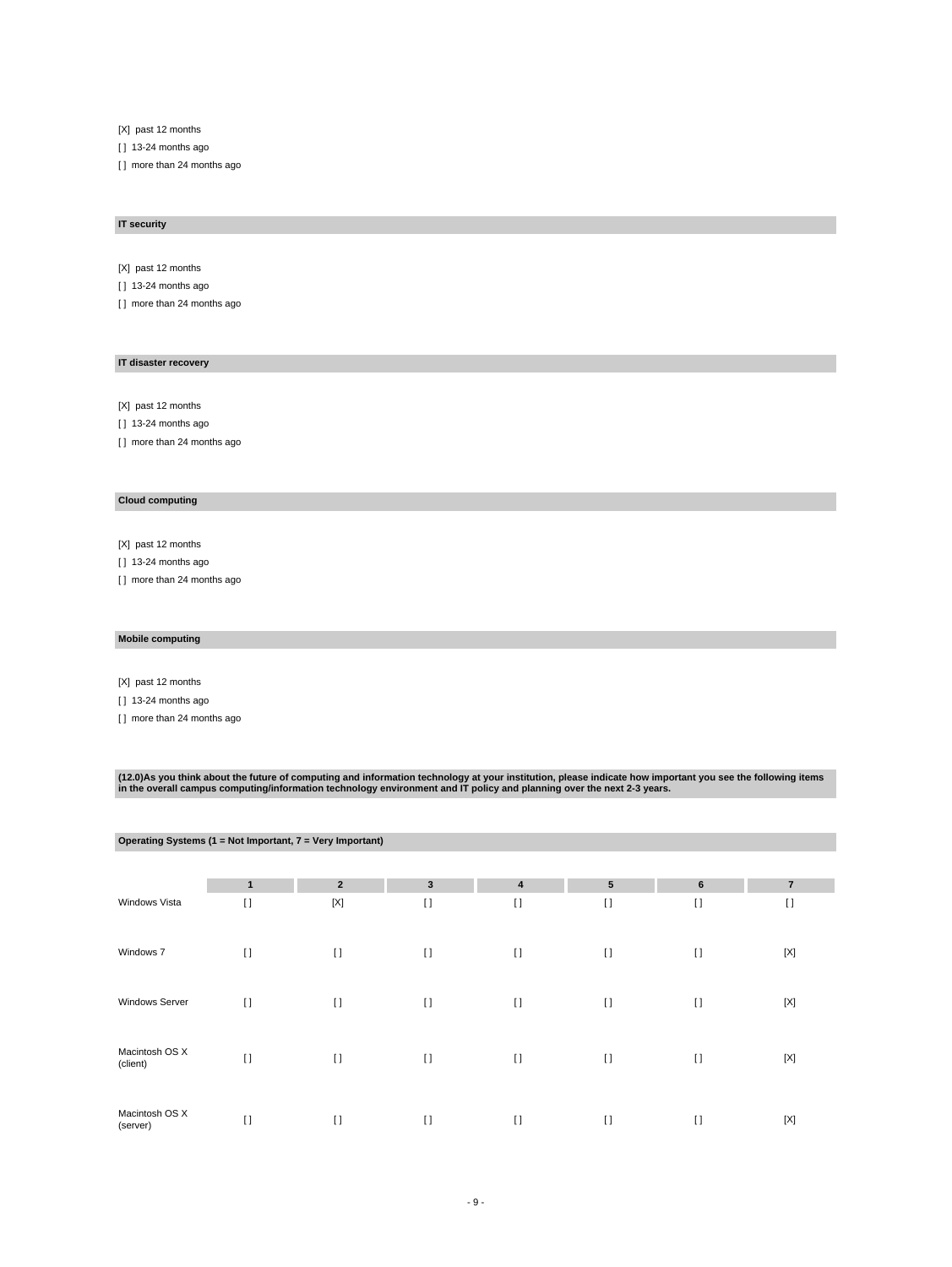[X] past 12 months

[ ] 13-24 months ago

[ ] more than 24 months ago

**IT security**

[X] past 12 months

[ ] 13-24 months ago

[ ] more than 24 months ago

**IT disaster recovery**

[X] past 12 months

[ ] 13-24 months ago

[ ] more than 24 months ago

**Cloud computing**

[X] past 12 months

[ ] 13-24 months ago

[ ] more than 24 months ago

**Mobile computing**

[X] past 12 months

[ ] 13-24 months ago

[ ] more than 24 months ago

**(12.0)As you think about the future of computing and information technology at your institution, please indicate how important you see the following items in the overall campus computing/information technology environment and IT policy and planning over the next 2-3 years.**

**Operating Systems (1 = Not Important, 7 = Very Important)**

| | 1 | 2 | 3 | 4 | 5 | 6 | 7 |
|---|---|---|---|---|---|---|---|
| Windows Vista | [ ] | [X] | [ ] | [ ] | [ ] | [ ] | [ ] |
| Windows 7 | [ ] | [ ] | [ ] | [ ] | [ ] | [ ] | [X] |
| Windows Server | [ ] | [ ] | [ ] | [ ] | [ ] | [ ] | [X] |
| Macintosh OS X (client) | [ ] | [ ] | [ ] | [ ] | [ ] | [ ] | [X] |
| Macintosh OS X (server) | [ ] | [ ] | [ ] | [ ] | [ ] | [ ] | [X] |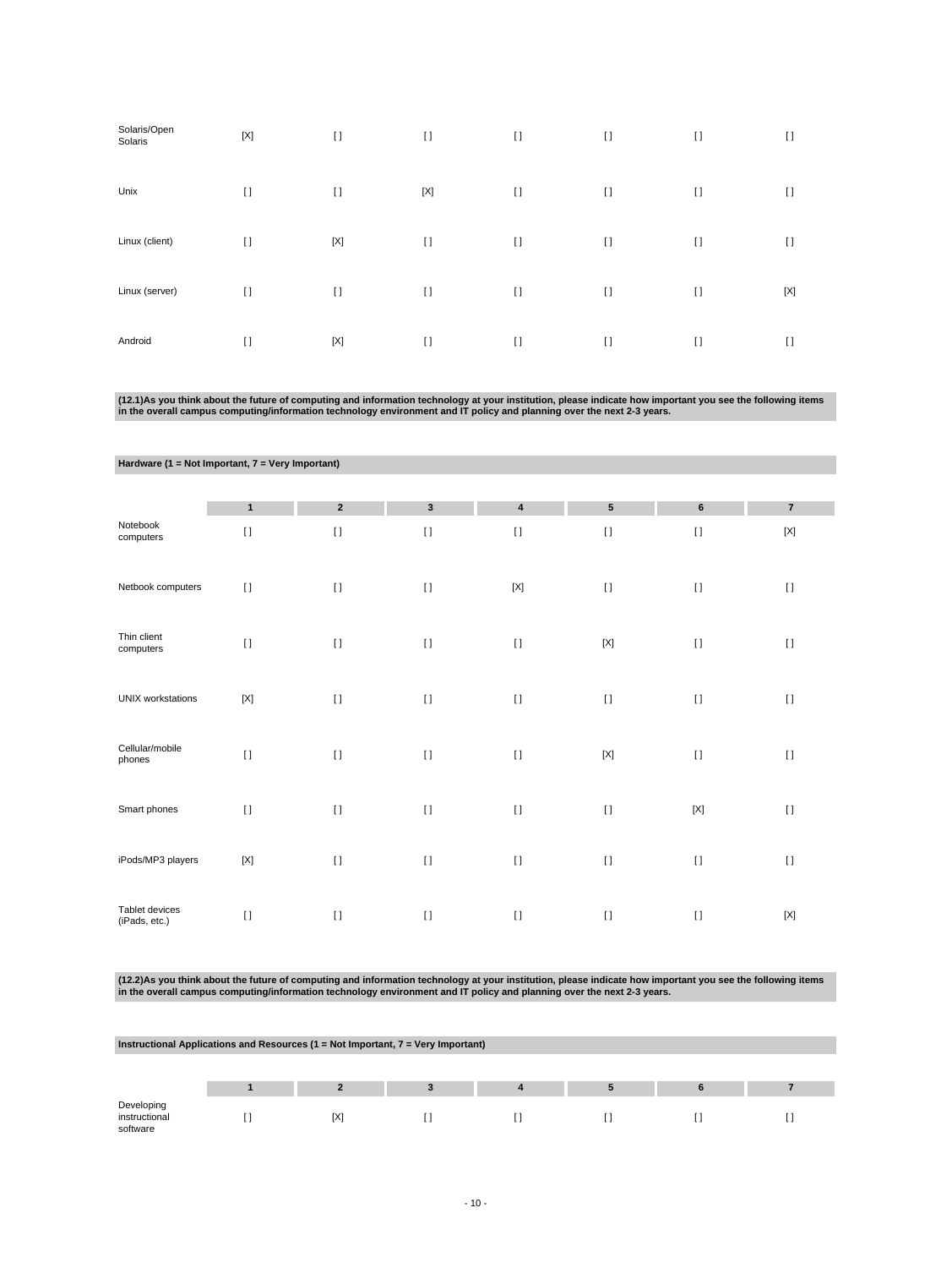| | | | | | | | |
|---|---|---|---|---|---|---|---|
| Solaris/Open Solaris | [X] | [] | [] | [] | [] | [] | [] |
| Unix | [] | [] | [X] | [] | [] | [] | [] |
| Linux (client) | [] | [X] | [] | [] | [] | [] | [] |
| Linux (server) | [] | [] | [] | [] | [] | [] | [X] |
| Android | [] | [X] | [] | [] | [] | [] | [] |

**(12.1)As you think about the future of computing and information technology at your institution, please indicate how important you see the following items in the overall campus computing/information technology environment and IT policy and planning over the next 2-3 years.**

**Hardware (1 = Not Important, 7 = Very Important)**

| | 1 | 2 | 3 | 4 | 5 | 6 | 7 |
|---|---|---|---|---|---|---|---|
| Notebook computers | [] | [] | [] | [] | [] | [] | [X] |
| Netbook computers | [] | [] | [] | [X] | [] | [] | [] |
| Thin client computers | [] | [] | [] | [] | [X] | [] | [] |
| UNIX workstations | [X] | [] | [] | [] | [] | [] | [] |
| Cellular/mobile phones | [] | [] | [] | [] | [X] | [] | [] |
| Smart phones | [] | [] | [] | [] | [] | [X] | [] |
| iPods/MP3 players | [X] | [] | [] | [] | [] | [] | [] |
| Tablet devices (iPads, etc.) | [] | [] | [] | [] | [] | [] | [X] |

**(12.2)As you think about the future of computing and information technology at your institution, please indicate how important you see the following items in the overall campus computing/information technology environment and IT policy and planning over the next 2-3 years.**

**Instructional Applications and Resources (1 = Not Important, 7 = Very Important)**

| | 1 | 2 | 3 | 4 | 5 | 6 | 7 |
|---|---|---|---|---|---|---|---|
| Developing instructional software | [] | [X] | [] | [] | [] | [] | [] |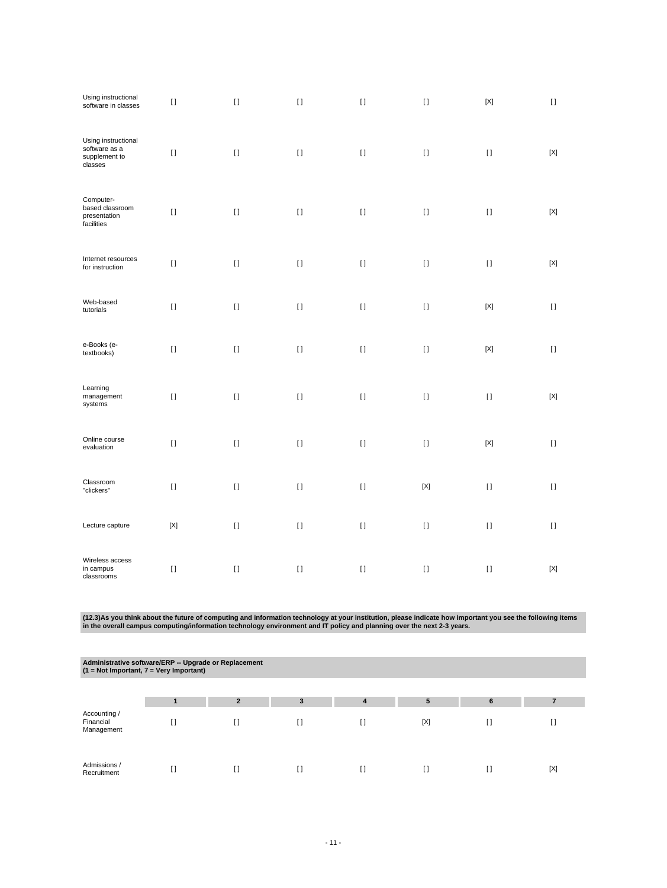| | 1 | 2 | 3 | 4 | 5 | 6 | 7 |
|---|---|---|---|---|---|---|---|
| Using instructional software in classes | [] | [] | [] | [] | [] | [X] | [] |
| Using instructional software as a supplement to classes | [] | [] | [] | [] | [] | [] | [X] |
| Computer-based classroom presentation facilities | [] | [] | [] | [] | [] | [] | [X] |
| Internet resources for instruction | [] | [] | [] | [] | [] | [] | [X] |
| Web-based tutorials | [] | [] | [] | [] | [] | [X] | [] |
| e-Books (e-textbooks) | [] | [] | [] | [] | [] | [X] | [] |
| Learning management systems | [] | [] | [] | [] | [] | [] | [X] |
| Online course evaluation | [] | [] | [] | [] | [] | [X] | [] |
| Classroom "clickers" | [] | [] | [] | [] | [X] | [] | [] |
| Lecture capture | [X] | [] | [] | [] | [] | [] | [] |
| Wireless access in campus classrooms | [] | [] | [] | [] | [] | [] | [X] |

**(12.3)As you think about the future of computing and information technology at your institution, please indicate how important you see the following items in the overall campus computing/information technology environment and IT policy and planning over the next 2-3 years.**

**Administrative software/ERP -- Upgrade or Replacement**
**(1 = Not Important, 7 = Very Important)**

| | 1 | 2 | 3 | 4 | 5 | 6 | 7 |
|---|---|---|---|---|---|---|---|
| Accounting / Financial Management | [] | [] | [] | [] | [X] | [] | [] |
| Admissions / Recruitment | [] | [] | [] | [] | [] | [] | [X] |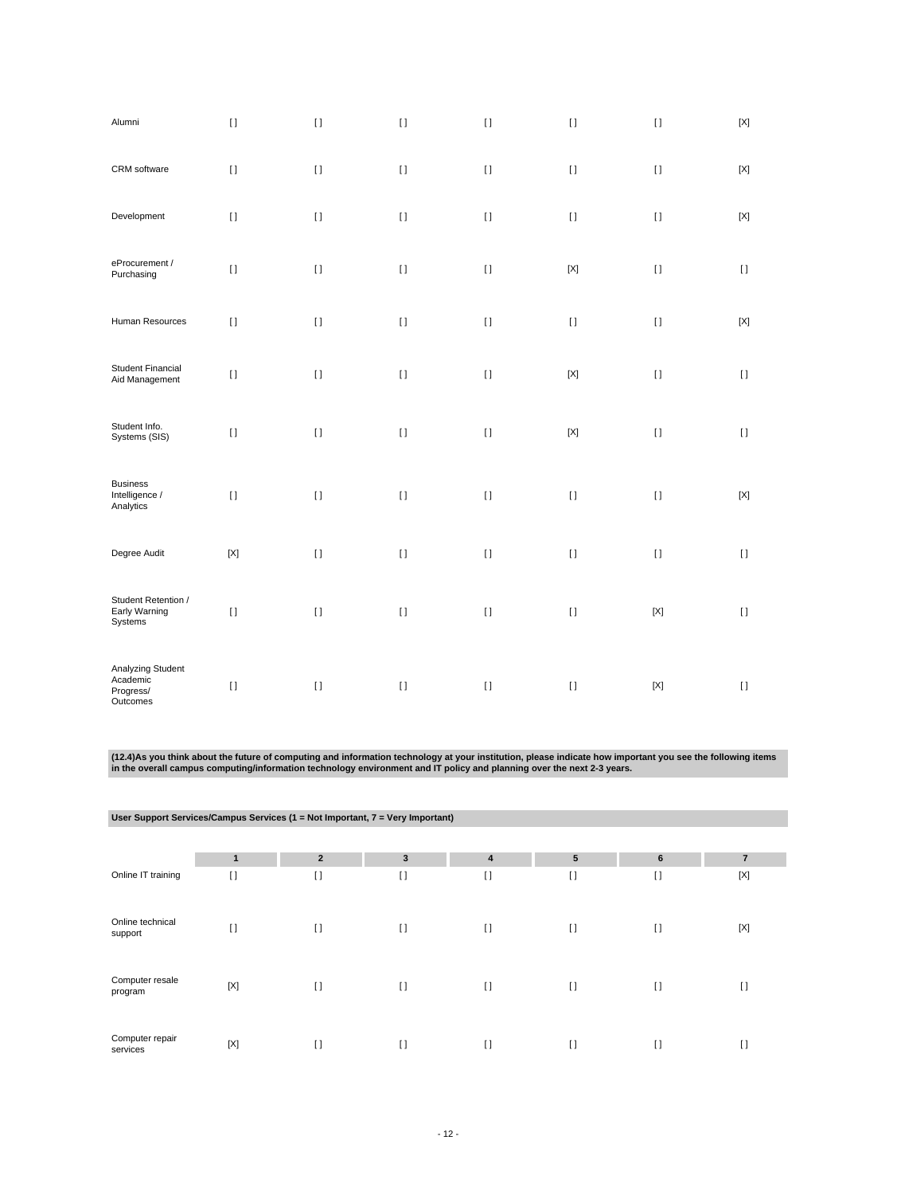| | | | | | | | |
|---|---|---|---|---|---|---|---|
| Alumni | [] | [] | [] | [] | [] | [] | [X] |
| CRM software | [] | [] | [] | [] | [] | [] | [X] |
| Development | [] | [] | [] | [] | [] | [] | [X] |
| eProcurement / Purchasing | [] | [] | [] | [] | [X] | [] | [] |
| Human Resources | [] | [] | [] | [] | [] | [] | [X] |
| Student Financial Aid Management | [] | [] | [] | [] | [X] | [] | [] |
| Student Info. Systems (SIS) | [] | [] | [] | [] | [X] | [] | [] |
| Business Intelligence / Analytics | [] | [] | [] | [] | [] | [] | [X] |
| Degree Audit | [X] | [] | [] | [] | [] | [] | [] |
| Student Retention / Early Warning Systems | [] | [] | [] | [] | [] | [X] | [] |
| Analyzing Student Academic Progress/ Outcomes | [] | [] | [] | [] | [] | [X] | [] |

**(12.4)As you think about the future of computing and information technology at your institution, please indicate how important you see the following items in the overall campus computing/information technology environment and IT policy and planning over the next 2-3 years.**

**User Support Services/Campus Services (1 = Not Important, 7 = Very Important)**

| | 1 | 2 | 3 | 4 | 5 | 6 | 7 |
|---|---|---|---|---|---|---|---|
| Online IT training | [] | [] | [] | [] | [] | [] | [X] |
| Online technical support | [] | [] | [] | [] | [] | [] | [X] |
| Computer resale program | [X] | [] | [] | [] | [] | [] | [] |
| Computer repair services | [X] | [] | [] | [] | [] | [] | [] |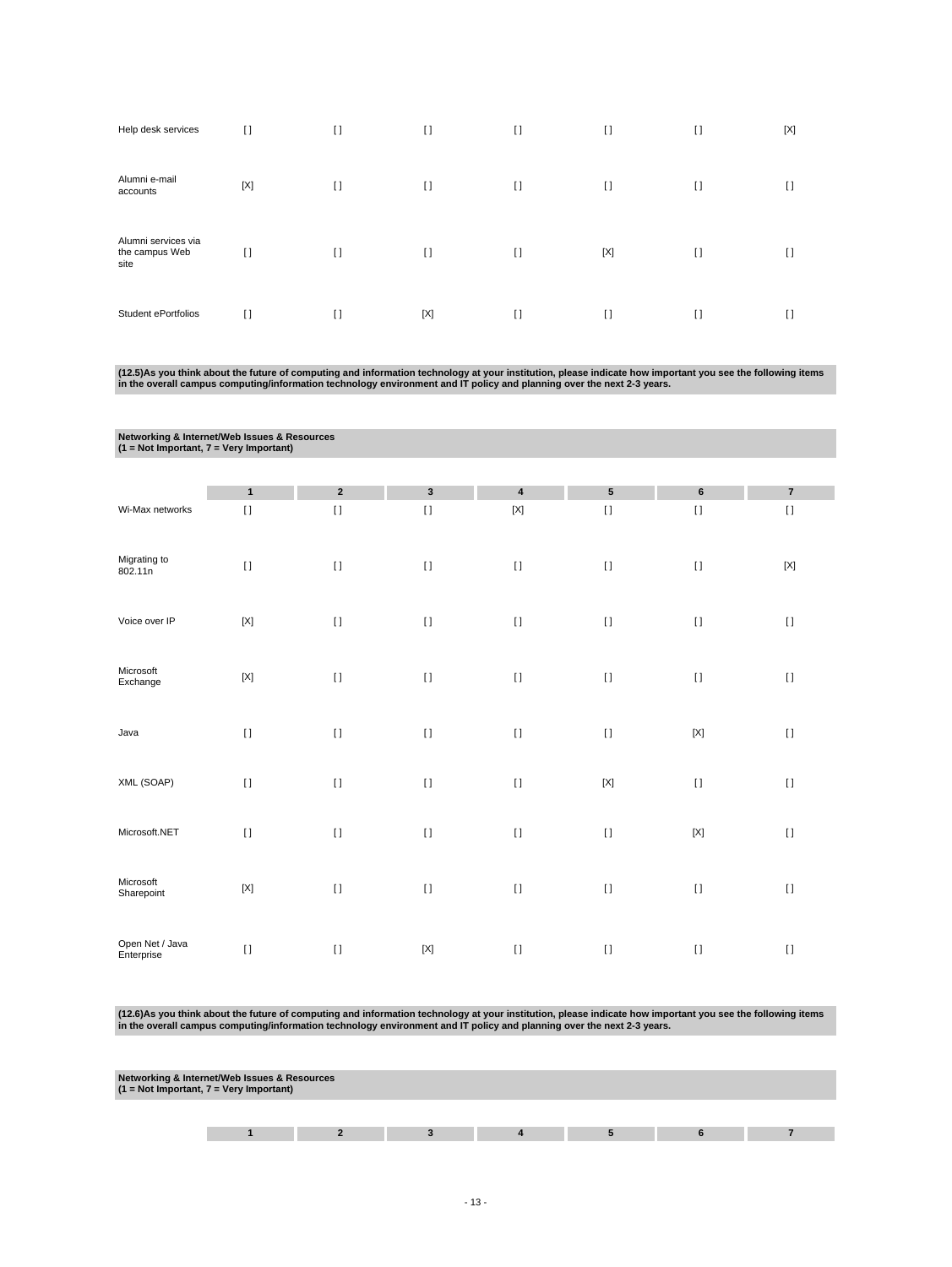| | 1 | 2 | 3 | 4 | 5 | 6 | 7 |
|---|---|---|---|---|---|---|---|
| Help desk services | [] | [] | [] | [] | [] | [] | [X] |
| Alumni e-mail accounts | [X] | [] | [] | [] | [] | [] | [] |
| Alumni services via the campus Web site | [] | [] | [] | [] | [X] | [] | [] |
| Student ePortfolios | [] | [] | [X] | [] | [] | [] | [] |

**(12.5)As you think about the future of computing and information technology at your institution, please indicate how important you see the following items in the overall campus computing/information technology environment and IT policy and planning over the next 2-3 years.**

**Networking & Internet/Web Issues & Resources (1 = Not Important, 7 = Very Important)**

| | 1 | 2 | 3 | 4 | 5 | 6 | 7 |
|---|---|---|---|---|---|---|---|
| Wi-Max networks | [] | [] | [] | [X] | [] | [] | [] |
| Migrating to 802.11n | [] | [] | [] | [] | [] | [] | [X] |
| Voice over IP | [X] | [] | [] | [] | [] | [] | [] |
| Microsoft Exchange | [X] | [] | [] | [] | [] | [] | [] |
| Java | [] | [] | [] | [] | [] | [X] | [] |
| XML (SOAP) | [] | [] | [] | [] | [X] | [] | [] |
| Microsoft.NET | [] | [] | [] | [] | [] | [X] | [] |
| Microsoft Sharepoint | [X] | [] | [] | [] | [] | [] | [] |
| Open Net / Java Enterprise | [] | [] | [X] | [] | [] | [] | [] |

**(12.6)As you think about the future of computing and information technology at your institution, please indicate how important you see the following items in the overall campus computing/information technology environment and IT policy and planning over the next 2-3 years.**

**Networking & Internet/Web Issues & Resources (1 = Not Important, 7 = Very Important)**

| | 1 | 2 | 3 | 4 | 5 | 6 | 7 |
|---|---|---|---|---|---|---|---|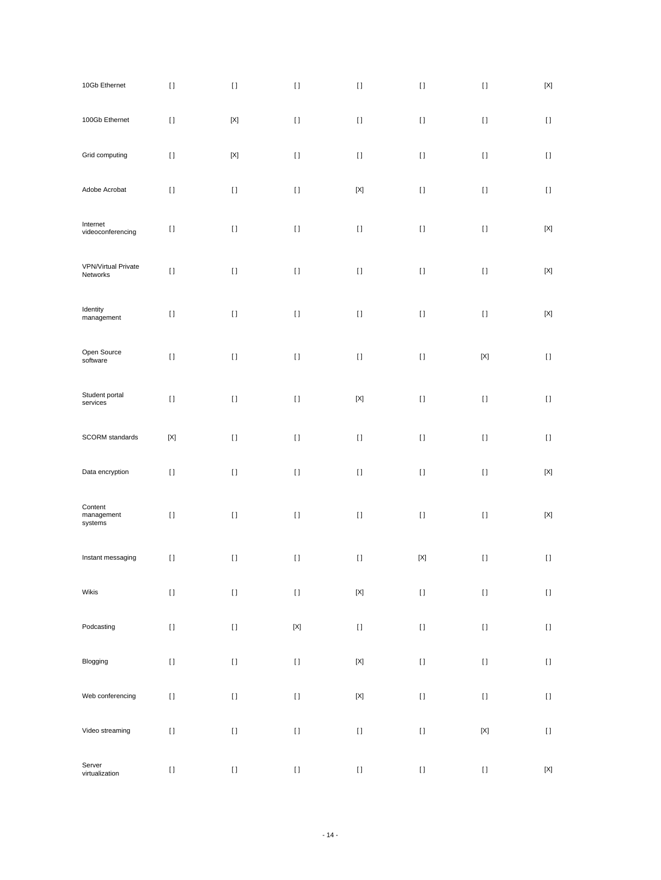| | | | | | | | |
|---|---|---|---|---|---|---|---|
| 10Gb Ethernet | [ ] | [ ] | [ ] | [ ] | [ ] | [ ] | [X] |
| 100Gb Ethernet | [ ] | [X] | [ ] | [ ] | [ ] | [ ] | [ ] |
| Grid computing | [ ] | [X] | [ ] | [ ] | [ ] | [ ] | [ ] |
| Adobe Acrobat | [ ] | [ ] | [ ] | [X] | [ ] | [ ] | [ ] |
| Internet videoconferencing | [ ] | [ ] | [ ] | [ ] | [ ] | [ ] | [X] |
| VPN/Virtual Private Networks | [ ] | [ ] | [ ] | [ ] | [ ] | [ ] | [X] |
| Identity management | [ ] | [ ] | [ ] | [ ] | [ ] | [ ] | [X] |
| Open Source software | [ ] | [ ] | [ ] | [ ] | [ ] | [X] | [ ] |
| Student portal services | [ ] | [ ] | [ ] | [X] | [ ] | [ ] | [ ] |
| SCORM standards | [X] | [ ] | [ ] | [ ] | [ ] | [ ] | [ ] |
| Data encryption | [ ] | [ ] | [ ] | [ ] | [ ] | [ ] | [X] |
| Content management systems | [ ] | [ ] | [ ] | [ ] | [ ] | [ ] | [X] |
| Instant messaging | [ ] | [ ] | [ ] | [ ] | [X] | [ ] | [ ] |
| Wikis | [ ] | [ ] | [ ] | [X] | [ ] | [ ] | [ ] |
| Podcasting | [ ] | [ ] | [X] | [ ] | [ ] | [ ] | [ ] |
| Blogging | [ ] | [ ] | [ ] | [X] | [ ] | [ ] | [ ] |
| Web conferencing | [ ] | [ ] | [ ] | [X] | [ ] | [ ] | [ ] |
| Video streaming | [ ] | [ ] | [ ] | [ ] | [ ] | [X] | [ ] |
| Server virtualization | [ ] | [ ] | [ ] | [ ] | [ ] | [ ] | [X] |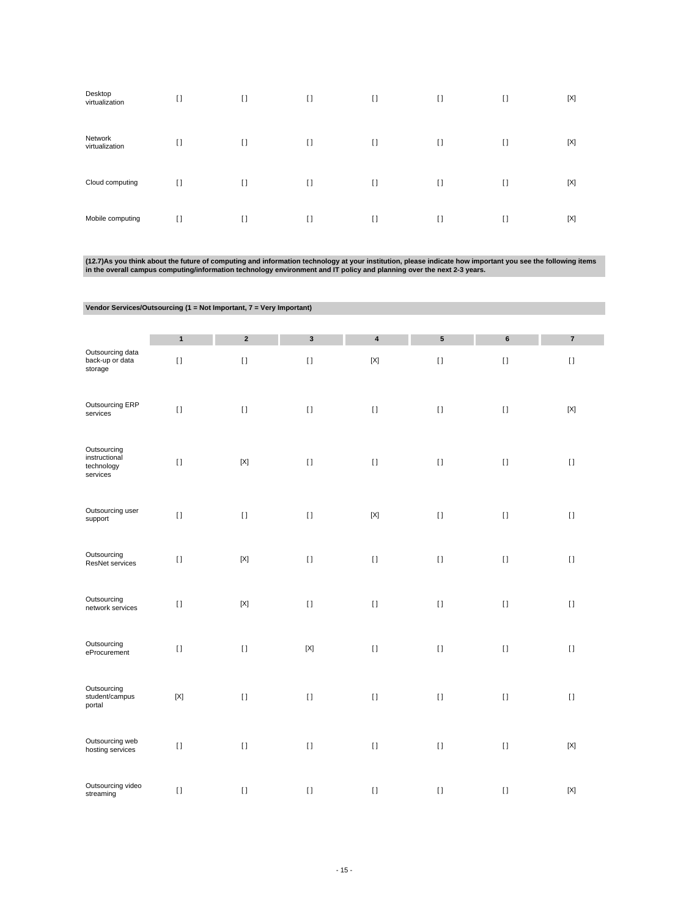| | | | | | | | |
|---|---|---|---|---|---|---|---|
| Desktop virtualization | [ ] | [ ] | [ ] | [ ] | [ ] | [ ] | [X] |
| Network virtualization | [ ] | [ ] | [ ] | [ ] | [ ] | [ ] | [X] |
| Cloud computing | [ ] | [ ] | [ ] | [ ] | [ ] | [ ] | [X] |
| Mobile computing | [ ] | [ ] | [ ] | [ ] | [ ] | [ ] | [X] |

**(12.7)As you think about the future of computing and information technology at your institution, please indicate how important you see the following items in the overall campus computing/information technology environment and IT policy and planning over the next 2-3 years.**

**Vendor Services/Outsourcing (1 = Not Important, 7 = Very Important)**

| | 1 | 2 | 3 | 4 | 5 | 6 | 7 |
|---|---|---|---|---|---|---|---|
| Outsourcing data back-up or data storage | [ ] | [ ] | [ ] | [X] | [ ] | [ ] | [ ] |
| Outsourcing ERP services | [ ] | [ ] | [ ] | [ ] | [ ] | [ ] | [X] |
| Outsourcing instructional technology services | [ ] | [X] | [ ] | [ ] | [ ] | [ ] | [ ] |
| Outsourcing user support | [ ] | [ ] | [ ] | [X] | [ ] | [ ] | [ ] |
| Outsourcing ResNet services | [ ] | [X] | [ ] | [ ] | [ ] | [ ] | [ ] |
| Outsourcing network services | [ ] | [X] | [ ] | [ ] | [ ] | [ ] | [ ] |
| Outsourcing eProcurement | [ ] | [ ] | [X] | [ ] | [ ] | [ ] | [ ] |
| Outsourcing student/campus portal | [X] | [ ] | [ ] | [ ] | [ ] | [ ] | [ ] |
| Outsourcing web hosting services | [ ] | [ ] | [ ] | [ ] | [ ] | [ ] | [X] |
| Outsourcing video streaming | [ ] | [ ] | [ ] | [ ] | [ ] | [ ] | [X] |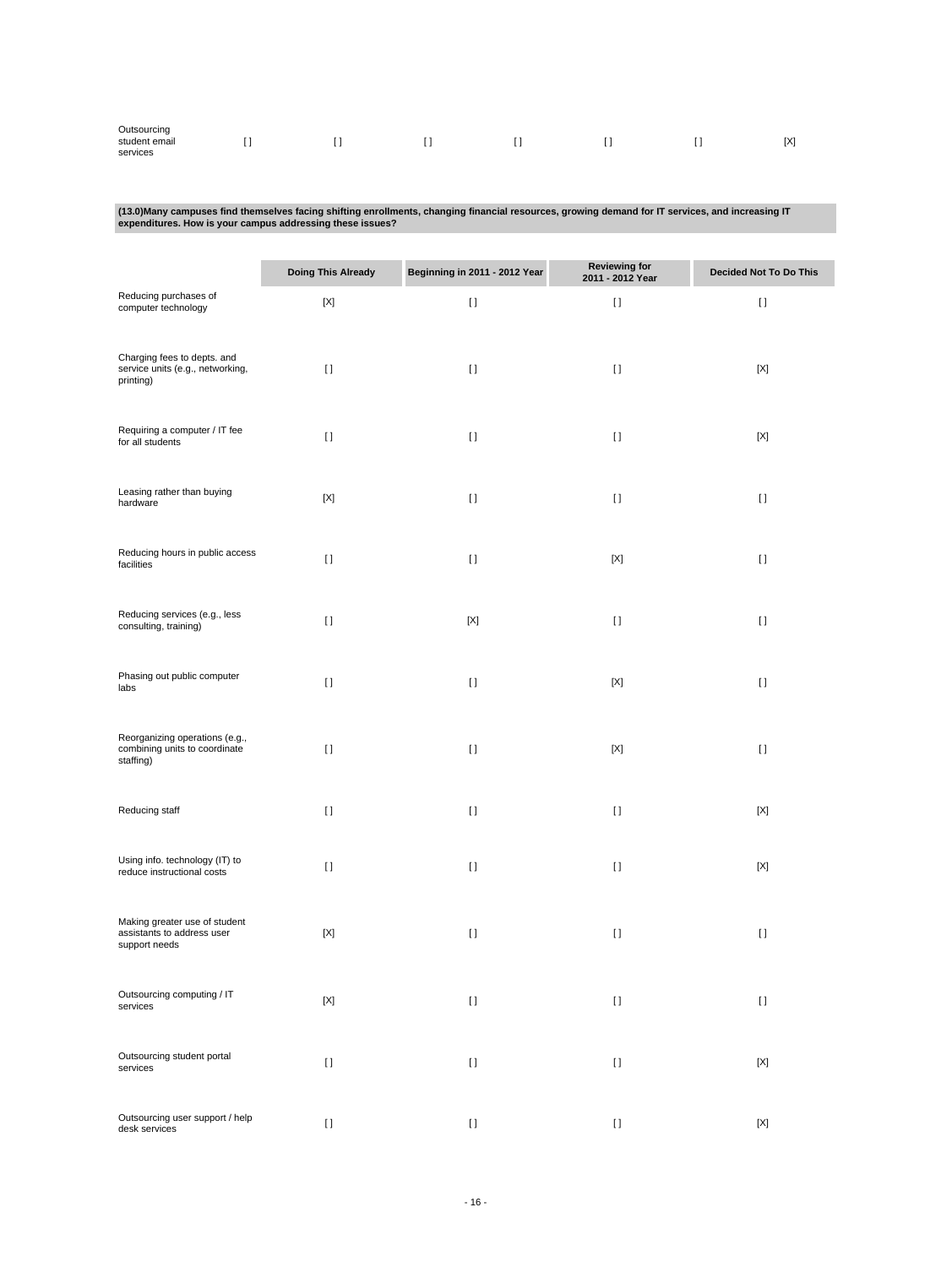| | | | | | | | |
|---|---|---|---|---|---|---|---|
| Outsourcing student email services | [ ] | [ ] | [ ] | [ ] | [ ] | [ ] | [X] |

**(13.0)Many campuses find themselves facing shifting enrollments, changing financial resources, growing demand for IT services, and increasing IT expenditures. How is your campus addressing these issues?**

| | Doing This Already | Beginning in 2011 - 2012 Year | Reviewing for 2011 - 2012 Year | Decided Not To Do This |
|---|---|---|---|---|
| Reducing purchases of computer technology | [X] | [ ] | [ ] | [ ] |
| Charging fees to depts. and service units (e.g., networking, printing) | [ ] | [ ] | [ ] | [X] |
| Requiring a computer / IT fee for all students | [ ] | [ ] | [ ] | [X] |
| Leasing rather than buying hardware | [X] | [ ] | [ ] | [ ] |
| Reducing hours in public access facilities | [ ] | [ ] | [X] | [ ] |
| Reducing services (e.g., less consulting, training) | [ ] | [X] | [ ] | [ ] |
| Phasing out public computer labs | [ ] | [ ] | [X] | [ ] |
| Reorganizing operations (e.g., combining units to coordinate staffing) | [ ] | [ ] | [X] | [ ] |
| Reducing staff | [ ] | [ ] | [ ] | [X] |
| Using info. technology (IT) to reduce instructional costs | [ ] | [ ] | [ ] | [X] |
| Making greater use of student assistants to address user support needs | [X] | [ ] | [ ] | [ ] |
| Outsourcing computing / IT services | [X] | [ ] | [ ] | [ ] |
| Outsourcing student portal services | [ ] | [ ] | [ ] | [X] |
| Outsourcing user support / help desk services | [ ] | [ ] | [ ] | [X] |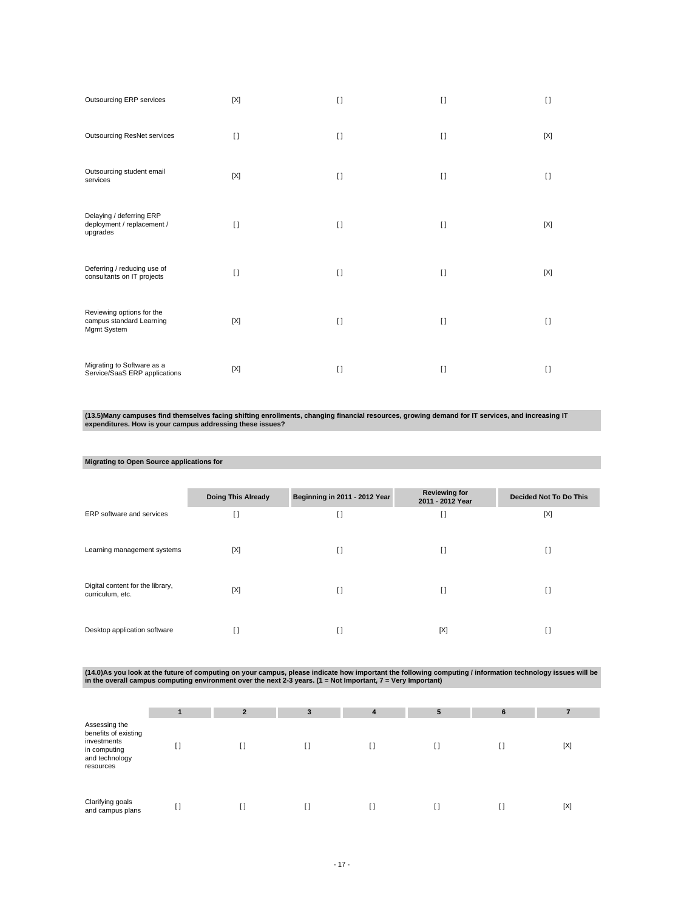| | | | | |
|---|---|---|---|---|
| Outsourcing ERP services | [X] | [ ] | [ ] | [ ] |
| Outsourcing ResNet services | [ ] | [ ] | [ ] | [X] |
| Outsourcing student email services | [X] | [ ] | [ ] | [ ] |
| Delaying / deferring ERP deployment / replacement / upgrades | [ ] | [ ] | [ ] | [X] |
| Deferring / reducing use of consultants on IT projects | [ ] | [ ] | [ ] | [X] |
| Reviewing options for the campus standard Learning Mgmt System | [X] | [ ] | [ ] | [ ] |
| Migrating to Software as a Service/SaaS ERP applications | [X] | [ ] | [ ] | [ ] |

**(13.5)Many campuses find themselves facing shifting enrollments, changing financial resources, growing demand for IT services, and increasing IT expenditures. How is your campus addressing these issues?**

**Migrating to Open Source applications for**

| | Doing This Already | Beginning in 2011 - 2012 Year | Reviewing for 2011 - 2012 Year | Decided Not To Do This |
|---|---|---|---|---|
| ERP software and services | [ ] | [ ] | [ ] | [X] |
| Learning management systems | [X] | [ ] | [ ] | [ ] |
| Digital content for the library, curriculum, etc. | [X] | [ ] | [ ] | [ ] |
| Desktop application software | [ ] | [ ] | [X] | [ ] |

**(14.0)As you look at the future of computing on your campus, please indicate how important the following computing / information technology issues will be in the overall campus computing environment over the next 2-3 years. (1 = Not Important, 7 = Very Important)**

| | 1 | 2 | 3 | 4 | 5 | 6 | 7 |
|---|---|---|---|---|---|---|---|
| Assessing the benefits of existing investments in computing and technology resources | [ ] | [ ] | [ ] | [ ] | [ ] | [ ] | [X] |
| Clarifying goals and campus plans | [ ] | [ ] | [ ] | [ ] | [ ] | [ ] | [X] |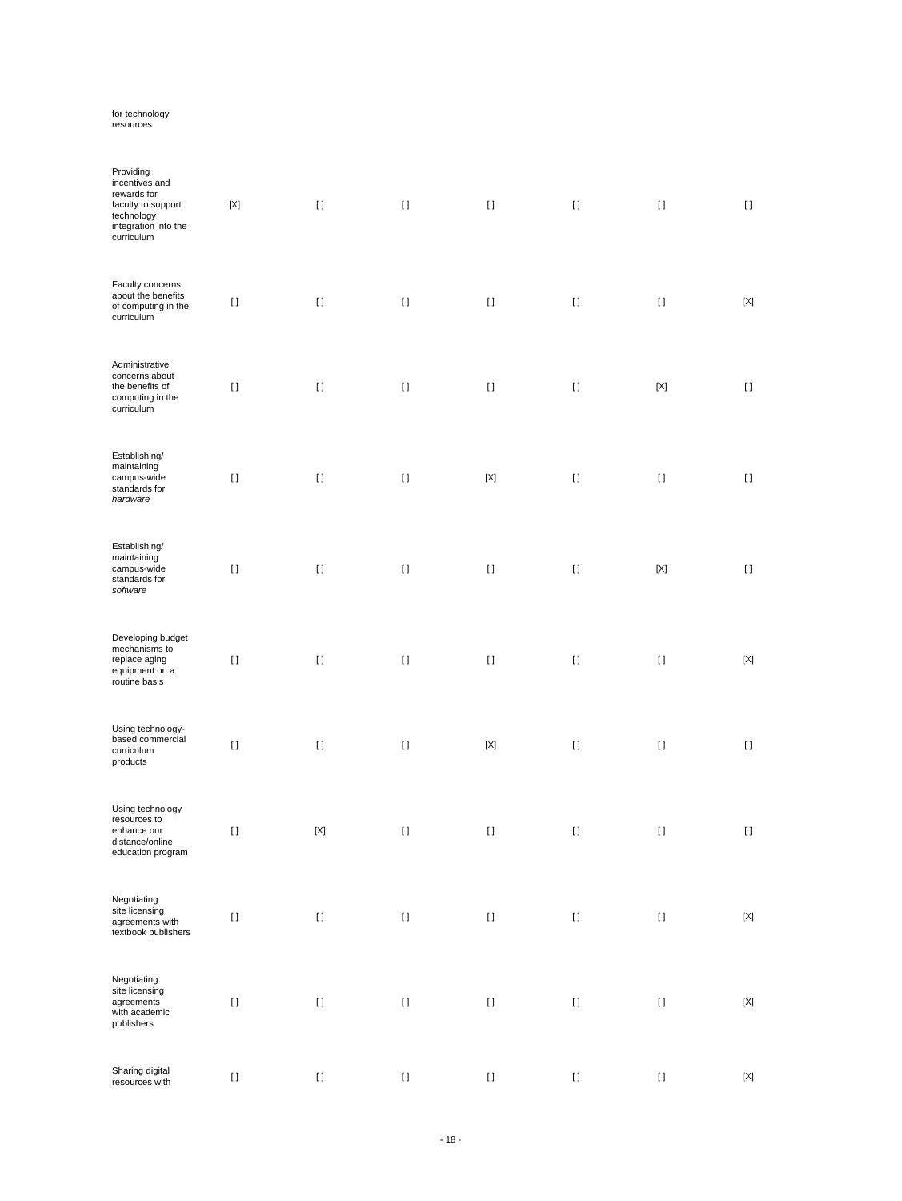| | | | | | | | |
|---|---|---|---|---|---|---|---|
| for technology resources | | | | | | | |
| Providing incentives and rewards for faculty to support technology integration into the curriculum | [X] | [ ] | [ ] | [ ] | [ ] | [ ] | [ ] |
| Faculty concerns about the benefits of computing in the curriculum | [ ] | [ ] | [ ] | [ ] | [ ] | [ ] | [X] |
| Administrative concerns about the benefits of computing in the curriculum | [ ] | [ ] | [ ] | [ ] | [ ] | [X] | [ ] |
| Establishing/ maintaining campus-wide standards for *hardware* | [ ] | [ ] | [ ] | [X] | [ ] | [ ] | [ ] |
| Establishing/ maintaining campus-wide standards for *software* | [ ] | [ ] | [ ] | [ ] | [ ] | [X] | [ ] |
| Developing budget mechanisms to replace aging equipment on a routine basis | [ ] | [ ] | [ ] | [ ] | [ ] | [ ] | [X] |
| Using technology-based commercial curriculum products | [ ] | [ ] | [ ] | [X] | [ ] | [ ] | [ ] |
| Using technology resources to enhance our distance/online education program | [ ] | [X] | [ ] | [ ] | [ ] | [ ] | [ ] |
| Negotiating site licensing agreements with textbook publishers | [ ] | [ ] | [ ] | [ ] | [ ] | [ ] | [X] |
| Negotiating site licensing agreements with academic publishers | [ ] | [ ] | [ ] | [ ] | [ ] | [ ] | [X] |
| Sharing digital resources with | [ ] | [ ] | [ ] | [ ] | [ ] | [ ] | [X] |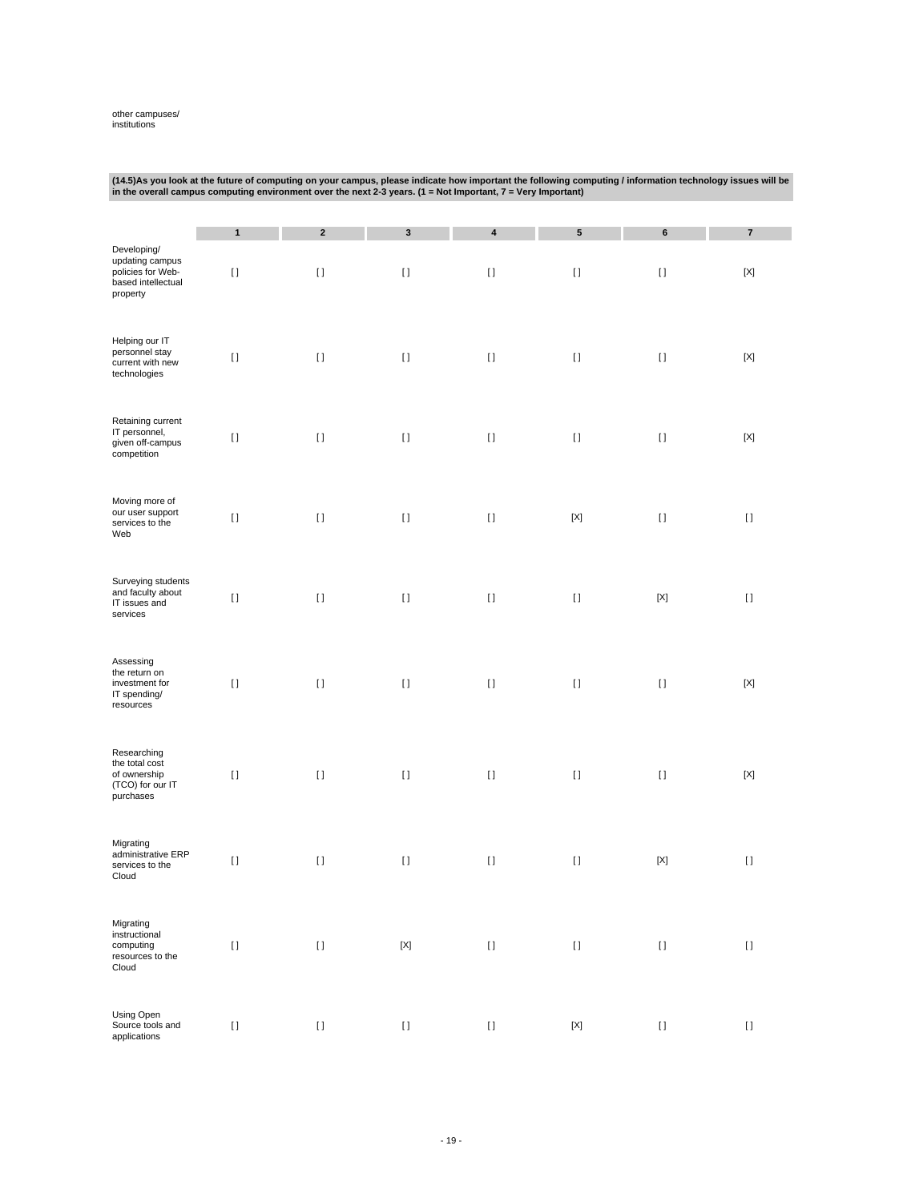other campuses/ institutions

**(14.5)As you look at the future of computing on your campus, please indicate how important the following computing / information technology issues will be in the overall campus computing environment over the next 2-3 years. (1 = Not Important, 7 = Very Important)**

| | 1 | 2 | 3 | 4 | 5 | 6 | 7 |
|---|---|---|---|---|---|---|---|
| Developing/ updating campus policies for Web-based intellectual property | [] | [] | [] | [] | [] | [] | [X] |
| Helping our IT personnel stay current with new technologies | [] | [] | [] | [] | [] | [] | [X] |
| Retaining current IT personnel, given off-campus competition | [] | [] | [] | [] | [] | [] | [X] |
| Moving more of our user support services to the Web | [] | [] | [] | [] | [X] | [] | [] |
| Surveying students and faculty about IT issues and services | [] | [] | [] | [] | [] | [X] | [] |
| Assessing the return on investment for IT spending/ resources | [] | [] | [] | [] | [] | [] | [X] |
| Researching the total cost of ownership (TCO) for our IT purchases | [] | [] | [] | [] | [] | [] | [X] |
| Migrating administrative ERP services to the Cloud | [] | [] | [] | [] | [] | [X] | [] |
| Migrating instructional computing resources to the Cloud | [] | [] | [X] | [] | [] | [] | [] |
| Using Open Source tools and applications | [] | [] | [] | [] | [X] | [] | [] |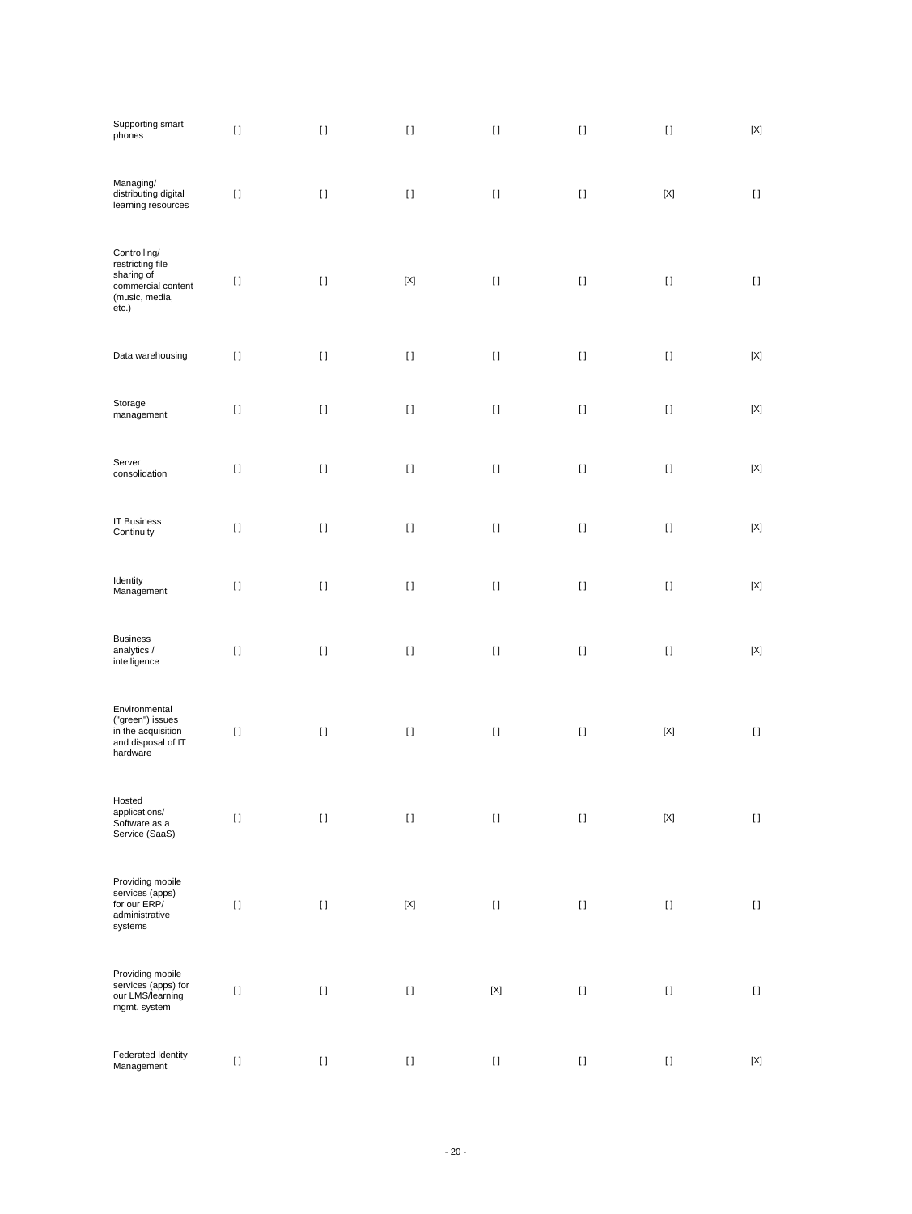| | | | | | | | |
|---|---|---|---|---|---|---|---|
| Supporting smart phones | [ ] | [ ] | [ ] | [ ] | [ ] | [ ] | [X] |
| Managing/ distributing digital learning resources | [ ] | [ ] | [ ] | [ ] | [ ] | [X] | [ ] |
| Controlling/ restricting file sharing of commercial content (music, media, etc.) | [ ] | [ ] | [X] | [ ] | [ ] | [ ] | [ ] |
| Data warehousing | [ ] | [ ] | [ ] | [ ] | [ ] | [ ] | [X] |
| Storage management | [ ] | [ ] | [ ] | [ ] | [ ] | [ ] | [X] |
| Server consolidation | [ ] | [ ] | [ ] | [ ] | [ ] | [ ] | [X] |
| IT Business Continuity | [ ] | [ ] | [ ] | [ ] | [ ] | [ ] | [X] |
| Identity Management | [ ] | [ ] | [ ] | [ ] | [ ] | [ ] | [X] |
| Business analytics / intelligence | [ ] | [ ] | [ ] | [ ] | [ ] | [ ] | [X] |
| Environmental ("green") issues in the acquisition and disposal of IT hardware | [ ] | [ ] | [ ] | [ ] | [ ] | [X] | [ ] |
| Hosted applications/ Software as a Service (SaaS) | [ ] | [ ] | [ ] | [ ] | [ ] | [X] | [ ] |
| Providing mobile services (apps) for our ERP/ administrative systems | [ ] | [ ] | [X] | [ ] | [ ] | [ ] | [ ] |
| Providing mobile services (apps) for our LMS/learning mgmt. system | [ ] | [ ] | [ ] | [X] | [ ] | [ ] | [ ] |
| Federated Identity Management | [ ] | [ ] | [ ] | [ ] | [ ] | [ ] | [X] |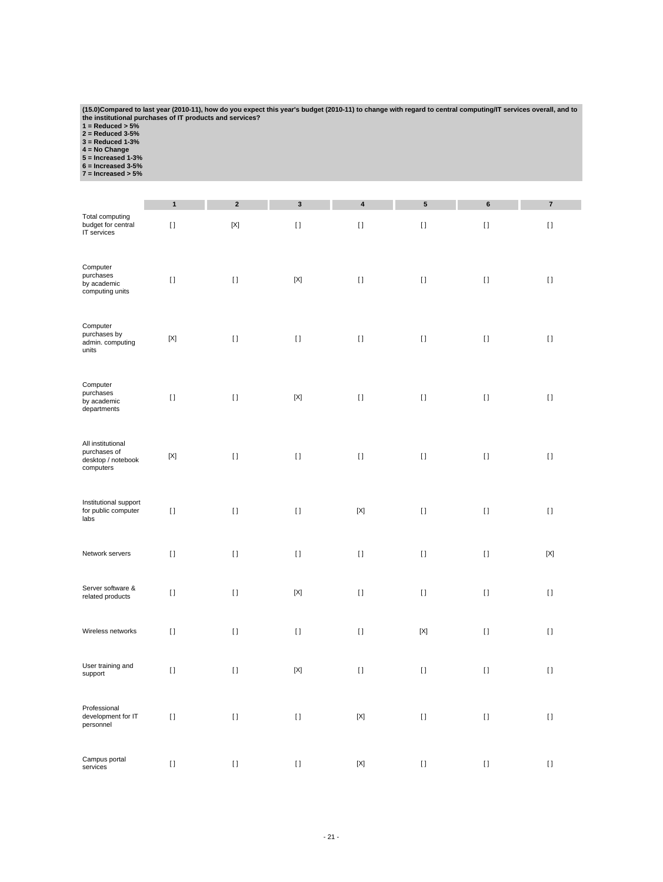**(15.0)Compared to last year (2010-11), how do you expect this year's budget (2010-11) to change with regard to central computing/IT services overall, and to the institutional purchases of IT products and services?**
**1 = Reduced > 5%**
**2 = Reduced 3-5%**
**3 = Reduced 1-3%**
**4 = No Change**
**5 = Increased 1-3%**
**6 = Increased 3-5%**
**7 = Increased > 5%**

| | 1 | 2 | 3 | 4 | 5 | 6 | 7 |
|---|---|---|---|---|---|---|---|
| Total computing budget for central IT services | [] | [X] | [] | [] | [] | [] | [] |
| Computer purchases by academic computing units | [] | [] | [X] | [] | [] | [] | [] |
| Computer purchases by admin. computing units | [X] | [] | [] | [] | [] | [] | [] |
| Computer purchases by academic departments | [] | [] | [X] | [] | [] | [] | [] |
| All institutional purchases of desktop / notebook computers | [X] | [] | [] | [] | [] | [] | [] |
| Institutional support for public computer labs | [] | [] | [] | [X] | [] | [] | [] |
| Network servers | [] | [] | [] | [] | [] | [] | [X] |
| Server software & related products | [] | [] | [X] | [] | [] | [] | [] |
| Wireless networks | [] | [] | [] | [] | [X] | [] | [] |
| User training and support | [] | [] | [X] | [] | [] | [] | [] |
| Professional development for IT personnel | [] | [] | [] | [X] | [] | [] | [] |
| Campus portal services | [] | [] | [] | [X] | [] | [] | [] |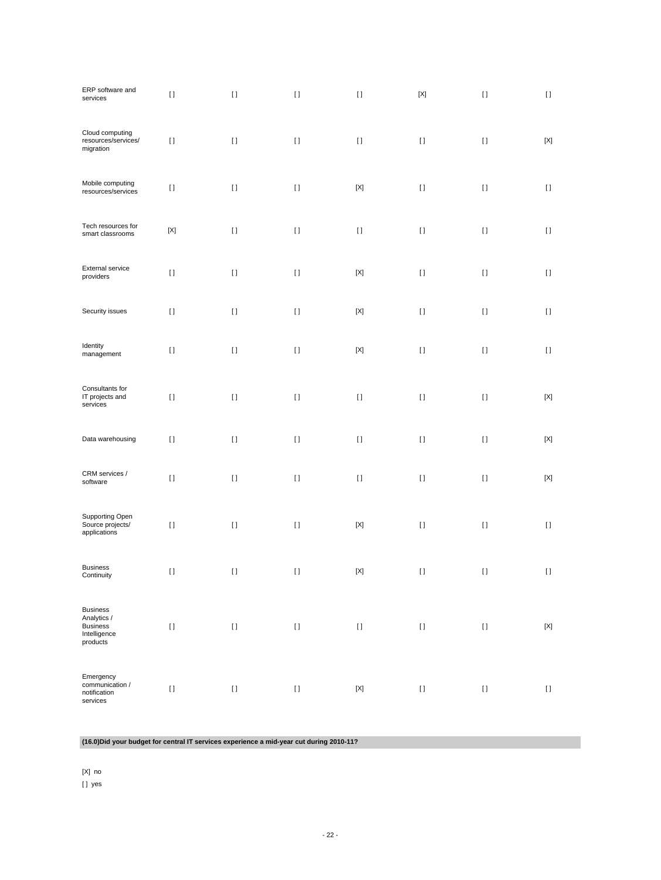| | | | | | | | |
|---|---|---|---|---|---|---|---|
| ERP software and services | [ ] | [ ] | [ ] | [ ] | [X] | [ ] | [ ] |
| Cloud computing resources/services/ migration | [ ] | [ ] | [ ] | [ ] | [ ] | [ ] | [X] |
| Mobile computing resources/services | [ ] | [ ] | [ ] | [X] | [ ] | [ ] | [ ] |
| Tech resources for smart classrooms | [X] | [ ] | [ ] | [ ] | [ ] | [ ] | [ ] |
| External service providers | [ ] | [ ] | [ ] | [X] | [ ] | [ ] | [ ] |
| Security issues | [ ] | [ ] | [ ] | [X] | [ ] | [ ] | [ ] |
| Identity management | [ ] | [ ] | [ ] | [X] | [ ] | [ ] | [ ] |
| Consultants for IT projects and services | [ ] | [ ] | [ ] | [ ] | [ ] | [ ] | [X] |
| Data warehousing | [ ] | [ ] | [ ] | [ ] | [ ] | [ ] | [X] |
| CRM services / software | [ ] | [ ] | [ ] | [ ] | [ ] | [ ] | [X] |
| Supporting Open Source projects/ applications | [ ] | [ ] | [ ] | [X] | [ ] | [ ] | [ ] |
| Business Continuity | [ ] | [ ] | [ ] | [X] | [ ] | [ ] | [ ] |
| Business Analytics / Business Intelligence products | [ ] | [ ] | [ ] | [ ] | [ ] | [ ] | [X] |
| Emergency communication / notification services | [ ] | [ ] | [ ] | [X] | [ ] | [ ] | [ ] |

**(16.0)Did your budget for central IT services experience a mid-year cut during 2010-11?**

[X] no

[ ] yes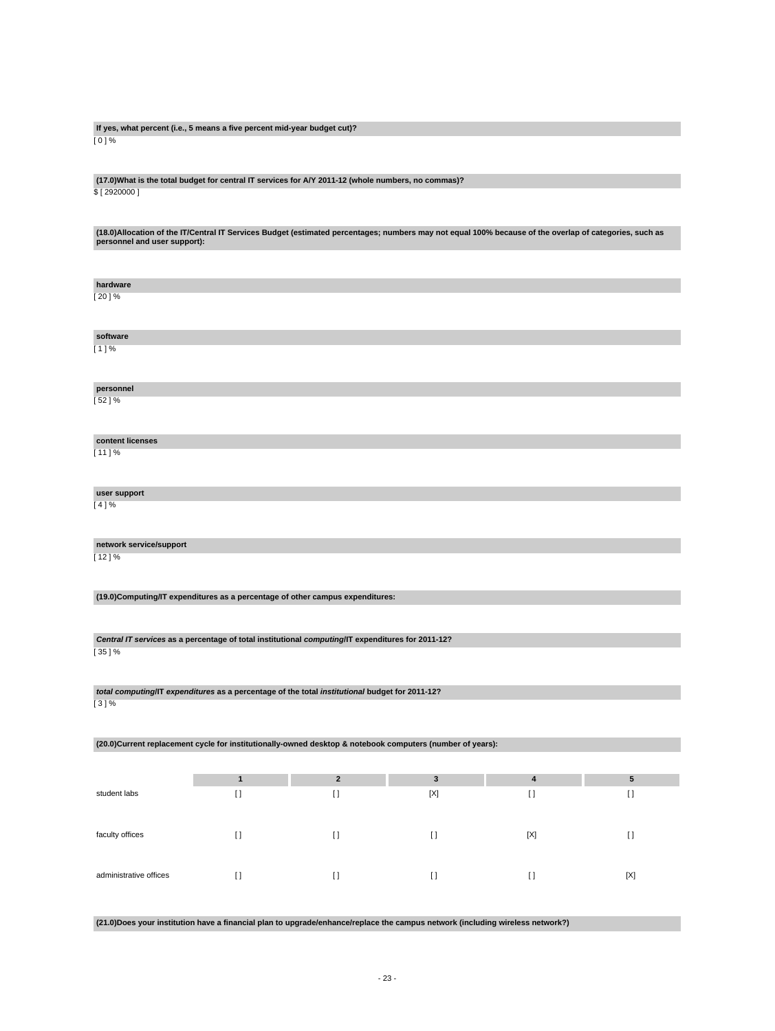**If yes, what percent (i.e., 5 means a five percent mid-year budget cut)?**

[ 0 ] %

**(17.0)What is the total budget for central IT services for A/Y 2011-12 (whole numbers, no commas)?**

$ [ 2920000 ]

**(18.0)Allocation of the IT/Central IT Services Budget (estimated percentages; numbers may not equal 100% because of the overlap of categories, such as personnel and user support):**

**hardware**

[ 20 ] %

**software**

[ 1 ] %

**personnel**

[ 52 ] %

**content licenses**

[ 11 ] %

**user support**

[ 4 ] %

**network service/support**

[ 12 ] %

**(19.0)Computing/IT expenditures as a percentage of other campus expenditures:**

***Central IT services*** **as a percentage of total institutional** ***computing*****/IT expenditures for 2011-12?**

[ 35 ] %

***total computing*****/IT** ***expenditures*** **as a percentage of the total** ***institutional*** **budget for 2011-12?**

[ 3 ] %

**(20.0)Current replacement cycle for institutionally-owned desktop & notebook computers (number of years):**

| | 1 | 2 | 3 | 4 | 5 |
|---|---|---|---|---|---|
| student labs | [ ] | [ ] | [X] | [ ] | [ ] |
| faculty offices | [ ] | [ ] | [ ] | [X] | [ ] |
| administrative offices | [ ] | [ ] | [ ] | [ ] | [X] |

**(21.0)Does your institution have a financial plan to upgrade/enhance/replace the campus network (including wireless network?)**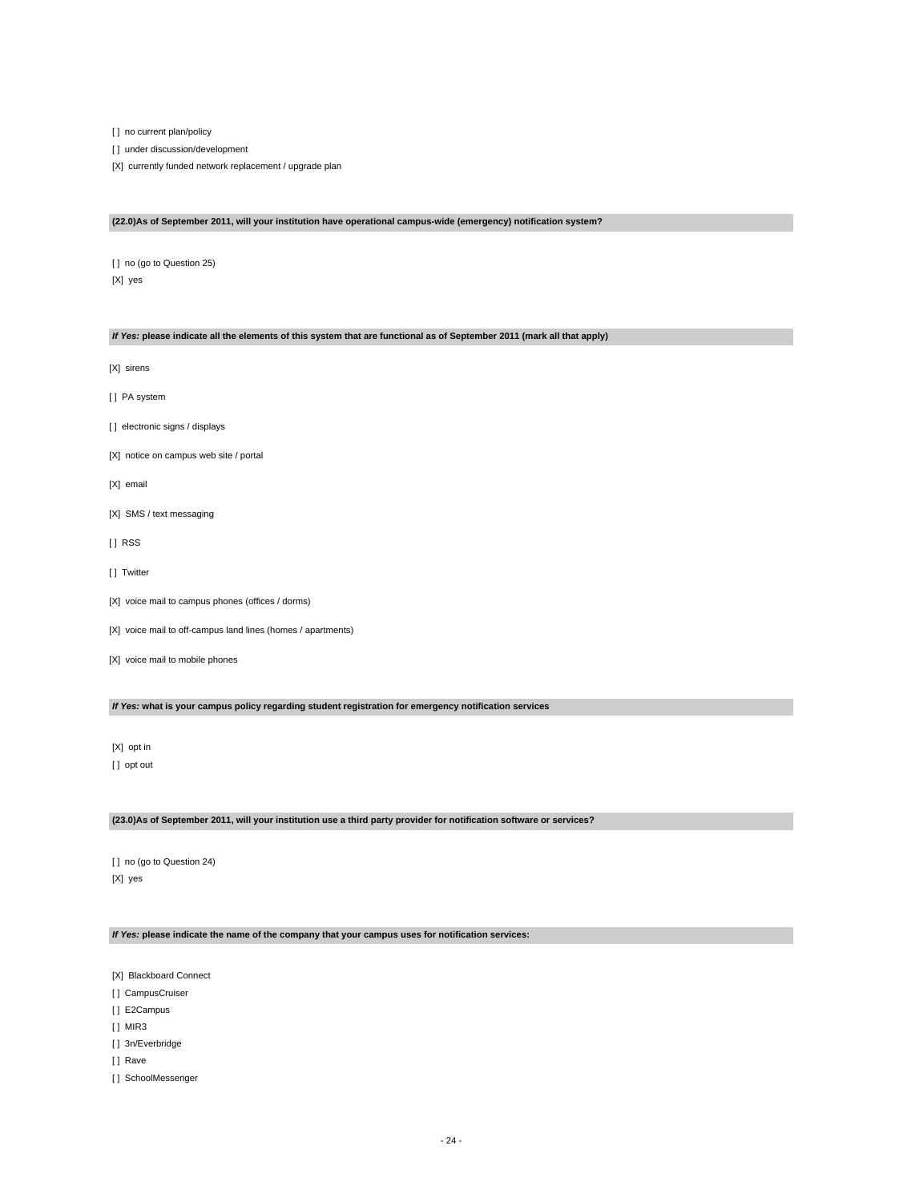[ ] no current plan/policy

[ ] under discussion/development

[X] currently funded network replacement / upgrade plan

**(22.0)As of September 2011, will your institution have operational campus-wide (emergency) notification system?**

[ ] no (go to Question 25)

[X] yes

***If Yes:* please indicate all the elements of this system that are functional as of September 2011 (mark all that apply)**

[X] sirens

[ ] PA system

[ ] electronic signs / displays

[X] notice on campus web site / portal

[X] email

[X] SMS / text messaging

[ ] RSS

[ ] Twitter

[X] voice mail to campus phones (offices / dorms)

[X] voice mail to off-campus land lines (homes / apartments)

[X] voice mail to mobile phones

***If Yes:* what is your campus policy regarding student registration for emergency notification services**

[X] opt in

[ ] opt out

**(23.0)As of September 2011, will your institution use a third party provider for notification software or services?**

[ ] no (go to Question 24)

[X] yes

***If Yes:* please indicate the name of the company that your campus uses for notification services:**

[X] Blackboard Connect

[ ] CampusCruiser

[ ] E2Campus

[ ] MIR3

[ ] 3n/Everbridge

[ ] Rave

[ ] SchoolMessenger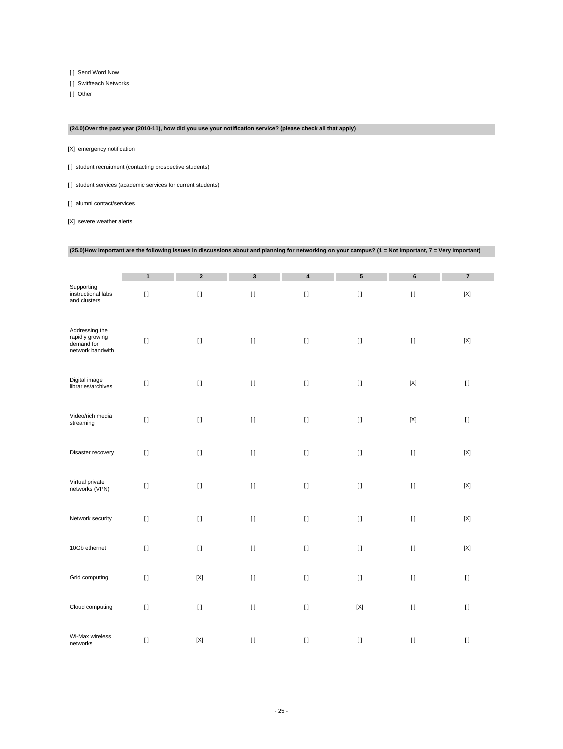[ ] Send Word Now

[ ] Swiftteach Networks

[ ] Other

**(24.0)Over the past year (2010-11), how did you use your notification service? (please check all that apply)**

[X] emergency notification

[ ] student recruitment (contacting prospective students)

[ ] student services (academic services for current students)

[ ] alumni contact/services

[X] severe weather alerts

**(25.0)How important are the following issues in discussions about and planning for networking on your campus? (1 = Not Important, 7 = Very Important)**

| | 1 | 2 | 3 | 4 | 5 | 6 | 7 |
|---|---|---|---|---|---|---|---|
| Supporting instructional labs and clusters | [ ] | [ ] | [ ] | [ ] | [ ] | [ ] | [X] |
| Addressing the rapidly growing demand for network bandwith | [ ] | [ ] | [ ] | [ ] | [ ] | [ ] | [X] |
| Digital image libraries/archives | [ ] | [ ] | [ ] | [ ] | [ ] | [X] | [ ] |
| Video/rich media streaming | [ ] | [ ] | [ ] | [ ] | [ ] | [X] | [ ] |
| Disaster recovery | [ ] | [ ] | [ ] | [ ] | [ ] | [ ] | [X] |
| Virtual private networks (VPN) | [ ] | [ ] | [ ] | [ ] | [ ] | [ ] | [X] |
| Network security | [ ] | [ ] | [ ] | [ ] | [ ] | [ ] | [X] |
| 10Gb ethernet | [ ] | [ ] | [ ] | [ ] | [ ] | [ ] | [X] |
| Grid computing | [ ] | [X] | [ ] | [ ] | [ ] | [ ] | [ ] |
| Cloud computing | [ ] | [ ] | [ ] | [ ] | [X] | [ ] | [ ] |
| Wi-Max wireless networks | [ ] | [X] | [ ] | [ ] | [ ] | [ ] | [ ] |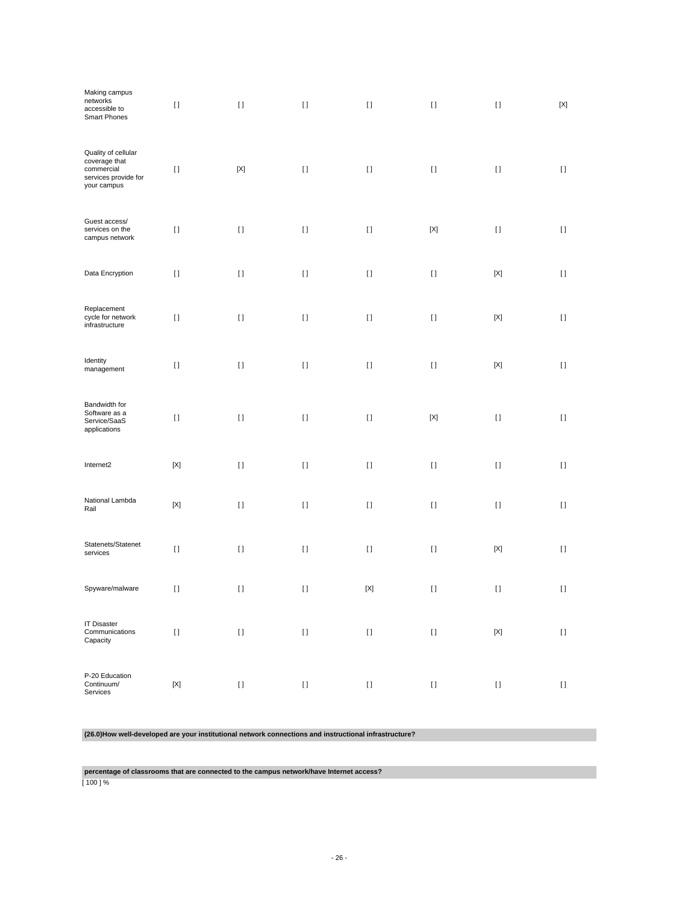| | | | | | | | |
|---|---|---|---|---|---|---|---|
| Making campus networks accessible to Smart Phones | [ ] | [ ] | [ ] | [ ] | [ ] | [ ] | [X] |
| Quality of cellular coverage that commercial services provide for your campus | [ ] | [X] | [ ] | [ ] | [ ] | [ ] | [ ] |
| Guest access/ services on the campus network | [ ] | [ ] | [ ] | [ ] | [X] | [ ] | [ ] |
| Data Encryption | [ ] | [ ] | [ ] | [ ] | [ ] | [X] | [ ] |
| Replacement cycle for network infrastructure | [ ] | [ ] | [ ] | [ ] | [ ] | [X] | [ ] |
| Identity management | [ ] | [ ] | [ ] | [ ] | [ ] | [X] | [ ] |
| Bandwidth for Software as a Service/SaaS applications | [ ] | [ ] | [ ] | [ ] | [X] | [ ] | [ ] |
| Internet2 | [X] | [ ] | [ ] | [ ] | [ ] | [ ] | [ ] |
| National Lambda Rail | [X] | [ ] | [ ] | [ ] | [ ] | [ ] | [ ] |
| Statenets/Statenet services | [ ] | [ ] | [ ] | [ ] | [ ] | [X] | [ ] |
| Spyware/malware | [ ] | [ ] | [ ] | [X] | [ ] | [ ] | [ ] |
| IT Disaster Communications Capacity | [ ] | [ ] | [ ] | [ ] | [ ] | [X] | [ ] |
| P-20 Education Continuum/ Services | [X] | [ ] | [ ] | [ ] | [ ] | [ ] | [ ] |

**(26.0)How well-developed are your institutional network connections and instructional infrastructure?**

**percentage of classrooms that are connected to the campus network/have Internet access?**

[ 100 ] %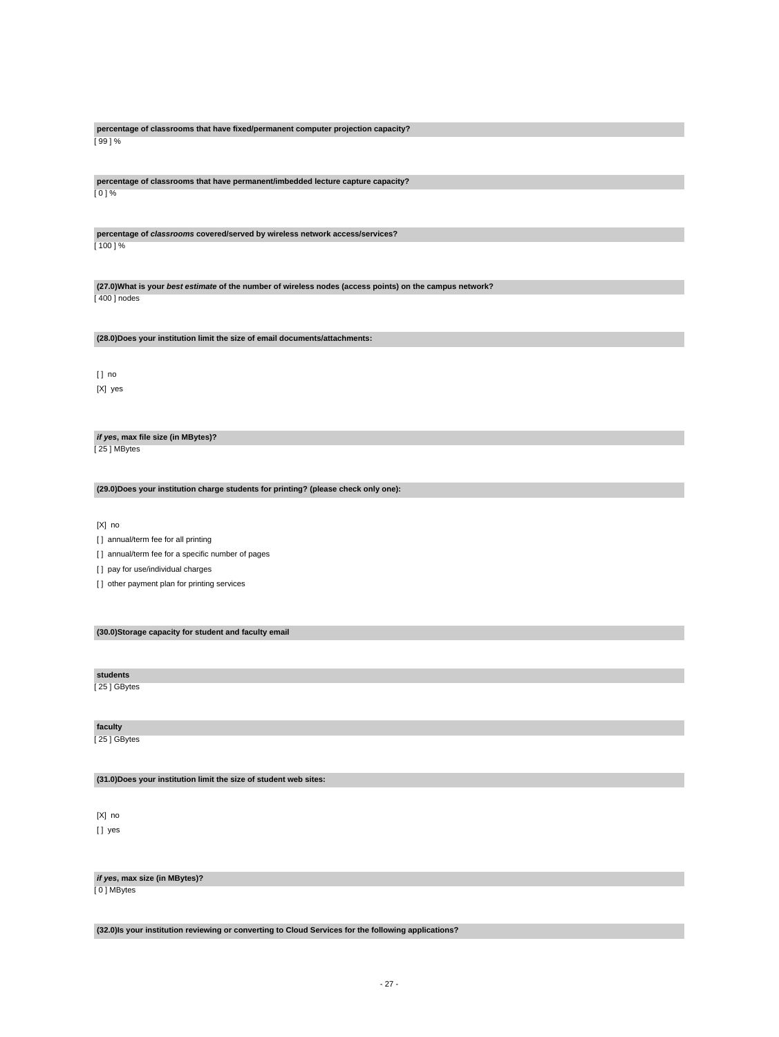**percentage of classrooms that have fixed/permanent computer projection capacity?**

[ 99 ] %

**percentage of classrooms that have permanent/imbedded lecture capture capacity?**

[ 0 ] %

**percentage of *classrooms* covered/served by wireless network access/services?**

[ 100 ] %

**(27.0)What is your *best estimate* of the number of wireless nodes (access points) on the campus network?**

[ 400 ] nodes

**(28.0)Does your institution limit the size of email documents/attachments:**

[ ] no

[X] yes

***if yes*, max file size (in MBytes)?**

[ 25 ] MBytes

**(29.0)Does your institution charge students for printing? (please check only one):**

[X] no

[ ] annual/term fee for all printing

[ ] annual/term fee for a specific number of pages

[ ] pay for use/individual charges

[ ] other payment plan for printing services

**(30.0)Storage capacity for student and faculty email**

**students**

[ 25 ] GBytes

**faculty**

[ 25 ] GBytes

**(31.0)Does your institution limit the size of student web sites:**

[X] no

[ ] yes

***if yes*, max size (in MBytes)?**

[ 0 ] MBytes

**(32.0)Is your institution reviewing or converting to Cloud Services for the following applications?**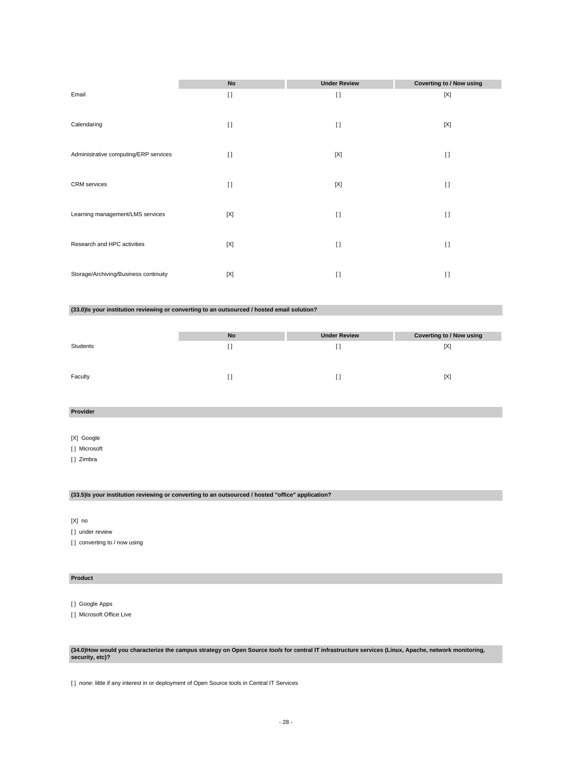| | No | Under Review | Coverting to / Now using |
|---|---|---|---|
| Email | [ ] | [ ] | [X] |
| Calendaring | [ ] | [ ] | [X] |
| Administrative computing/ERP services | [ ] | [X] | [ ] |
| CRM services | [ ] | [X] | [ ] |
| Learning management/LMS services | [X] | [ ] | [ ] |
| Research and HPC activities | [X] | [ ] | [ ] |
| Storage/Archiving/Business continuity | [X] | [ ] | [ ] |

**(33.0)Is your institution reviewing or converting to an outsourced / hosted email solution?**

| | No | Under Review | Coverting to / Now using |
|---|---|---|---|
| Students | [ ] | [ ] | [X] |
| Faculty | [ ] | [ ] | [X] |

**Provider**

[X] Google
[ ] Microsoft
[ ] Zimbra

**(33.5)Is your institution reviewing or converting to an outsourced / hosted "office" application?**

[X] no
[ ] under review
[ ] converting to / now using

**Product**

[ ] Google Apps
[ ] Microsoft Office Live

**(34.0)How would you characterize the campus strategy on Open Source *tools* for central IT infrastructure services (Linux, Apache, network monitoring, security, etc)?**

[ ] *none*: little if any interest in or deployment of Open Source tools in Central IT Services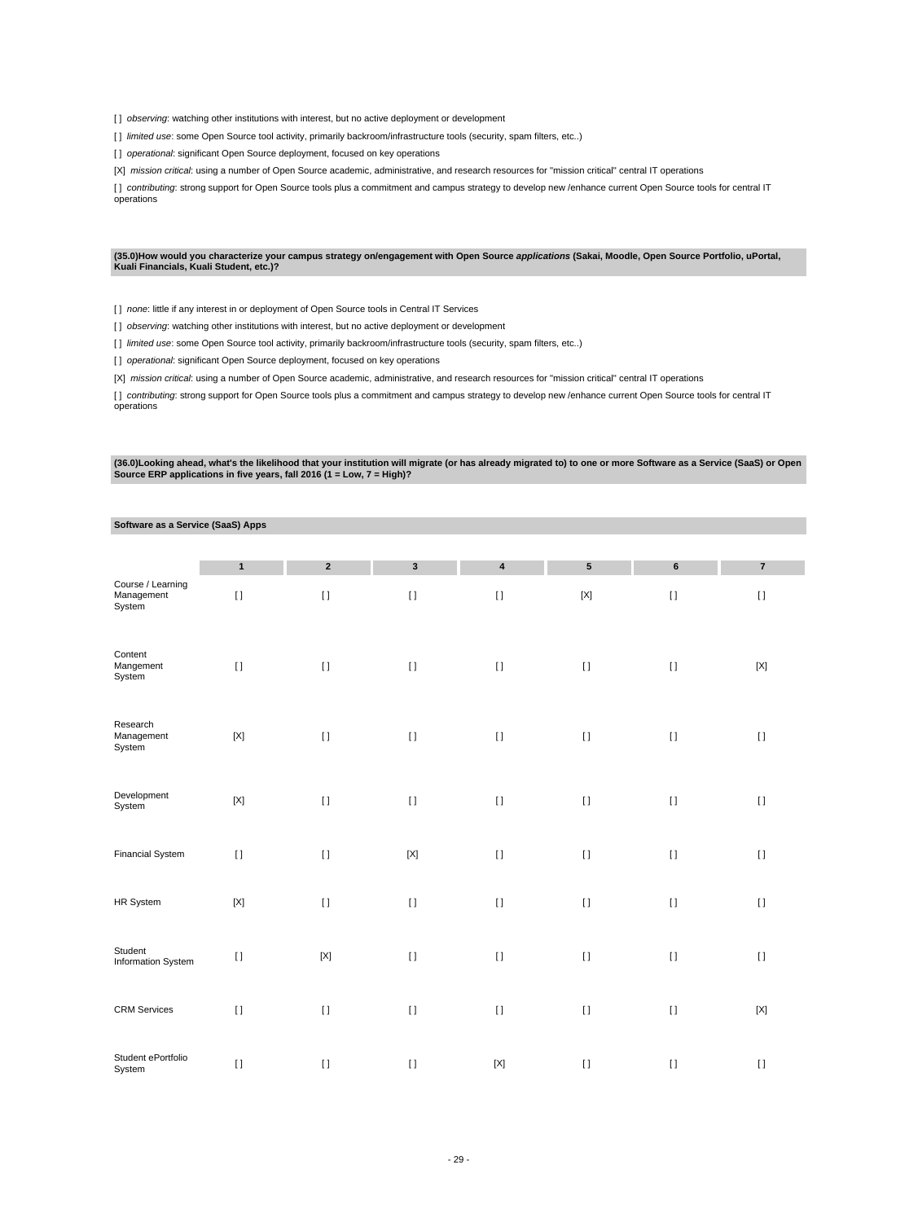[ ] *observing*: watching other institutions with interest, but no active deployment or development

[ ] *limited use*: some Open Source tool activity, primarily backroom/infrastructure tools (security, spam filters, etc..)

[ ] *operational*: significant Open Source deployment, focused on key operations

[X] *mission critical*: using a number of Open Source academic, administrative, and research resources for "mission critical" central IT operations

[ ] *contributing*: strong support for Open Source tools plus a commitment and campus strategy to develop new /enhance current Open Source tools for central IT operations

**(35.0)How would you characterize your campus strategy on/engagement with Open Source *applications* (Sakai, Moodle, Open Source Portfolio, uPortal, Kuali Financials, Kuali Student, etc.)?**

[ ] *none*: little if any interest in or deployment of Open Source tools in Central IT Services

[ ] *observing*: watching other institutions with interest, but no active deployment or development

[ ] *limited use*: some Open Source tool activity, primarily backroom/infrastructure tools (security, spam filters, etc..)

[ ] *operational*: significant Open Source deployment, focused on key operations

[X] *mission critical*: using a number of Open Source academic, administrative, and research resources for "mission critical" central IT operations

[ ] *contributing*: strong support for Open Source tools plus a commitment and campus strategy to develop new /enhance current Open Source tools for central IT operations

**(36.0)Looking ahead, what's the likelihood that your institution will migrate (or has already migrated to) to one or more Software as a Service (SaaS) or Open Source ERP applications in five years, fall 2016 (1 = Low, 7 = High)?**

**Software as a Service (SaaS) Apps**

| | 1 | 2 | 3 | 4 | 5 | 6 | 7 |
|---|---|---|---|---|---|---|---|
| Course / Learning Management System | [ ] | [ ] | [ ] | [ ] | [X] | [ ] | [ ] |
| Content Mangement System | [ ] | [ ] | [ ] | [ ] | [ ] | [ ] | [X] |
| Research Management System | [X] | [ ] | [ ] | [ ] | [ ] | [ ] | [ ] |
| Development System | [X] | [ ] | [ ] | [ ] | [ ] | [ ] | [ ] |
| Financial System | [ ] | [ ] | [X] | [ ] | [ ] | [ ] | [ ] |
| HR System | [X] | [ ] | [ ] | [ ] | [ ] | [ ] | [ ] |
| Student Information System | [ ] | [X] | [ ] | [ ] | [ ] | [ ] | [ ] |
| CRM Services | [ ] | [ ] | [ ] | [ ] | [ ] | [ ] | [X] |
| Student ePortfolio System | [ ] | [ ] | [ ] | [X] | [ ] | [ ] | [ ] |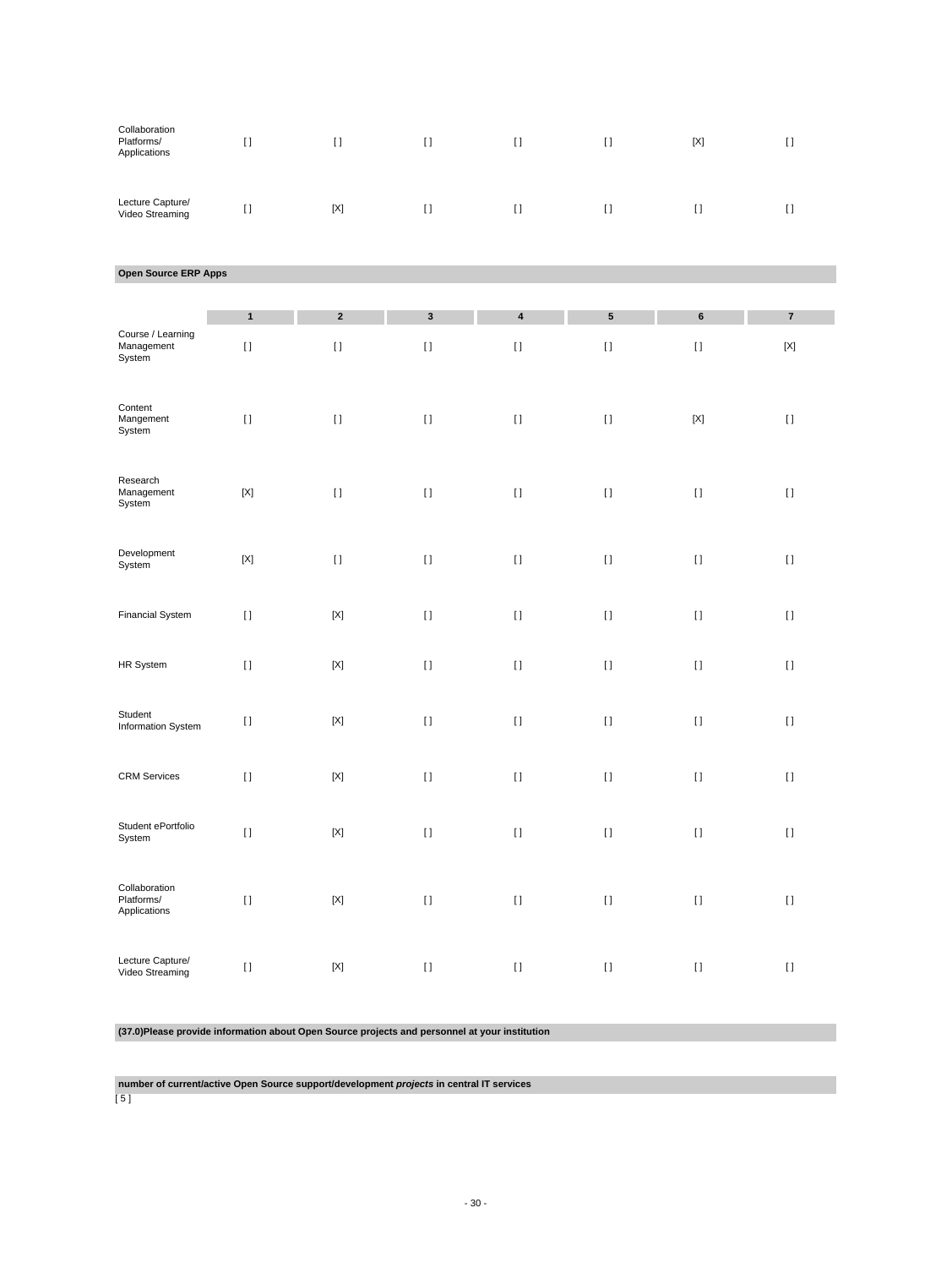| | | | | | | | |
|---|---|---|---|---|---|---|---|
| Collaboration Platforms/ Applications | [ ] | [ ] | [ ] | [ ] | [ ] | [X] | [ ] |
| Lecture Capture/ Video Streaming | [ ] | [X] | [ ] | [ ] | [ ] | [ ] | [ ] |

**Open Source ERP Apps**

| | 1 | 2 | 3 | 4 | 5 | 6 | 7 |
|---|---|---|---|---|---|---|---|
| Course / Learning Management System | [ ] | [ ] | [ ] | [ ] | [ ] | [ ] | [X] |
| Content Mangement System | [ ] | [ ] | [ ] | [ ] | [ ] | [X] | [ ] |
| Research Management System | [X] | [ ] | [ ] | [ ] | [ ] | [ ] | [ ] |
| Development System | [X] | [ ] | [ ] | [ ] | [ ] | [ ] | [ ] |
| Financial System | [ ] | [X] | [ ] | [ ] | [ ] | [ ] | [ ] |
| HR System | [ ] | [X] | [ ] | [ ] | [ ] | [ ] | [ ] |
| Student Information System | [ ] | [X] | [ ] | [ ] | [ ] | [ ] | [ ] |
| CRM Services | [ ] | [X] | [ ] | [ ] | [ ] | [ ] | [ ] |
| Student ePortfolio System | [ ] | [X] | [ ] | [ ] | [ ] | [ ] | [ ] |
| Collaboration Platforms/ Applications | [ ] | [X] | [ ] | [ ] | [ ] | [ ] | [ ] |
| Lecture Capture/ Video Streaming | [ ] | [X] | [ ] | [ ] | [ ] | [ ] | [ ] |

**(37.0)Please provide information about Open Source projects and personnel at your institution**

**number of current/active Open Source support/development *projects* in central IT services**

[ 5 ]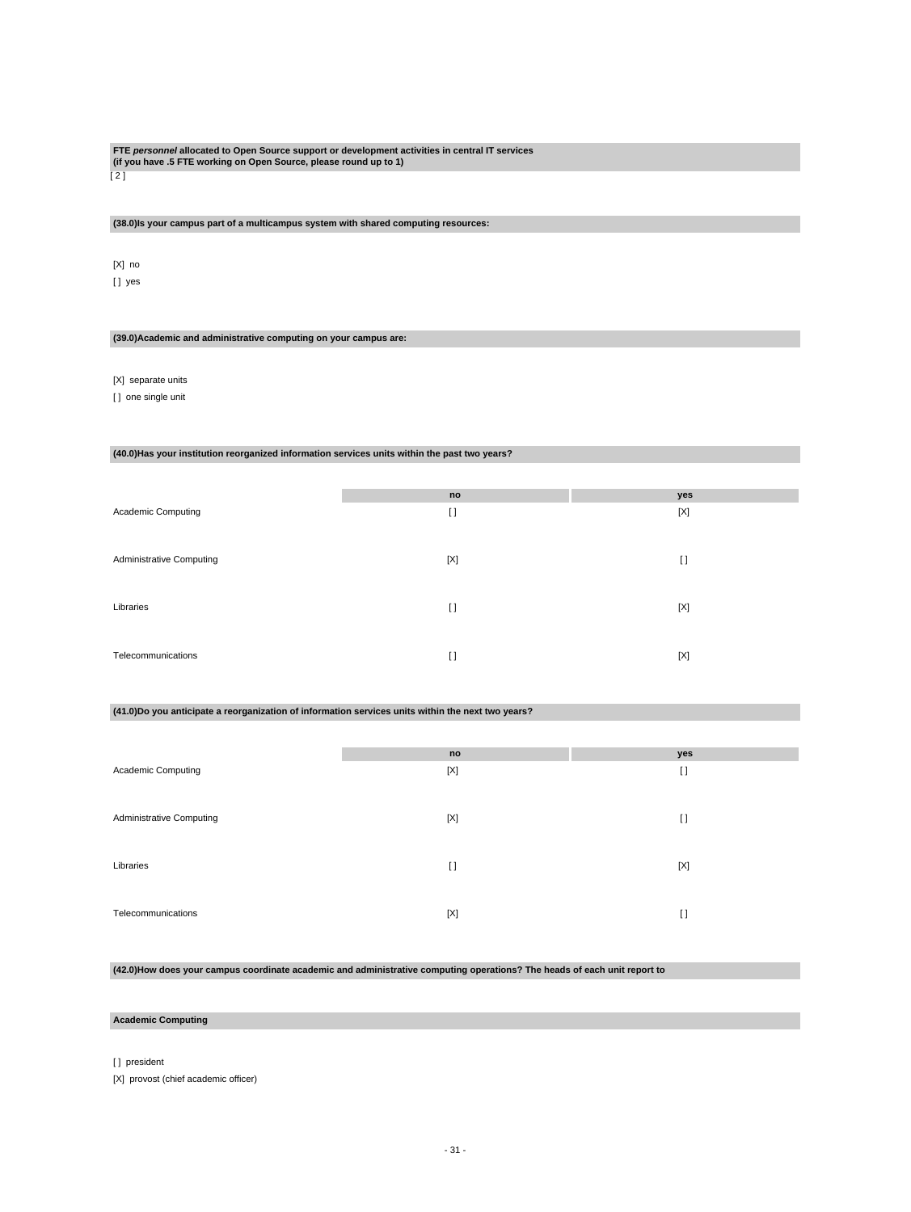**FTE *personnel* allocated to Open Source support or development activities in central IT services (if you have .5 FTE working on Open Source, please round up to 1)**

[ 2 ]

**(38.0)Is your campus part of a multicampus system with shared computing resources:**

[X] no

[ ] yes

**(39.0)Academic and administrative computing on your campus are:**

[X] separate units

[ ] one single unit

**(40.0)Has your institution reorganized information services units within the past two years?**

| | no | yes |
|---|---|---|
| Academic Computing | [ ] | [X] |
| Administrative Computing | [X] | [ ] |
| Libraries | [ ] | [X] |
| Telecommunications | [ ] | [X] |

**(41.0)Do you anticipate a reorganization of information services units within the next two years?**

| | no | yes |
|---|---|---|
| Academic Computing | [X] | [ ] |
| Administrative Computing | [X] | [ ] |
| Libraries | [ ] | [X] |
| Telecommunications | [X] | [ ] |

**(42.0)How does your campus coordinate academic and administrative computing operations? The heads of each unit report to**

**Academic Computing**

[ ] president

[X] provost (chief academic officer)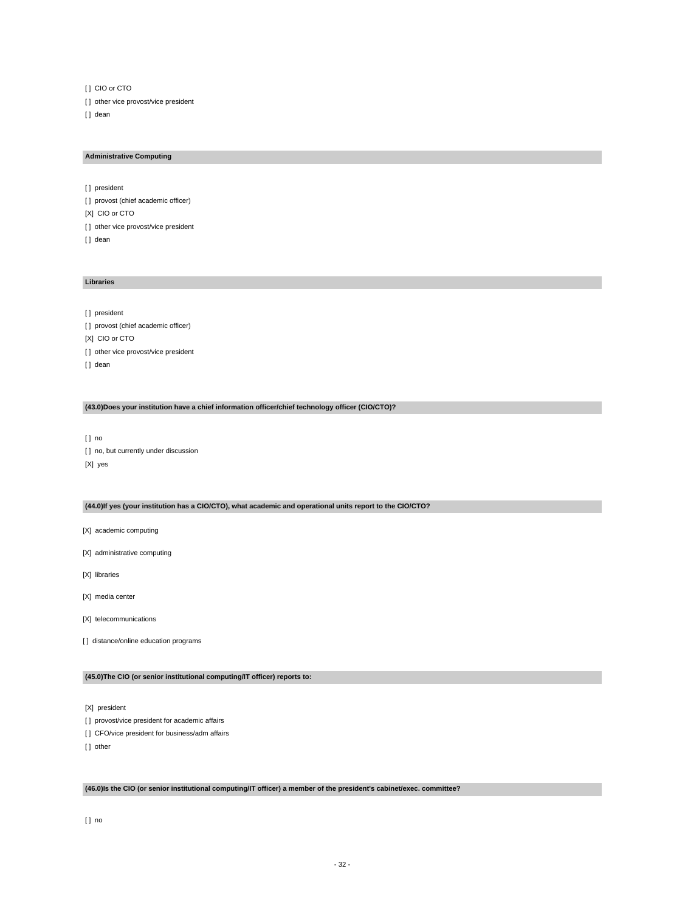[ ] CIO or CTO

[ ] other vice provost/vice president

[ ] dean

**Administrative Computing**

[ ] president

[ ] provost (chief academic officer)

[X] CIO or CTO

[ ] other vice provost/vice president

[ ] dean

**Libraries**

[ ] president

[ ] provost (chief academic officer)

[X] CIO or CTO

[ ] other vice provost/vice president

[ ] dean

**(43.0)Does your institution have a chief information officer/chief technology officer (CIO/CTO)?**

[ ] no

[ ] no, but currently under discussion

[X] yes

**(44.0)If yes (your institution has a CIO/CTO), what academic and operational units report to the CIO/CTO?**

[X] academic computing

[X] administrative computing

[X] libraries

[X] media center

[X] telecommunications

[ ] distance/online education programs

**(45.0)The CIO (or senior institutional computing/IT officer) reports to:**

[X] president

[ ] provost/vice president for academic affairs

[ ] CFO/vice president for business/adm affairs

[ ] other

**(46.0)Is the CIO (or senior institutional computing/IT officer) a member of the president's cabinet/exec. committee?**

[ ] no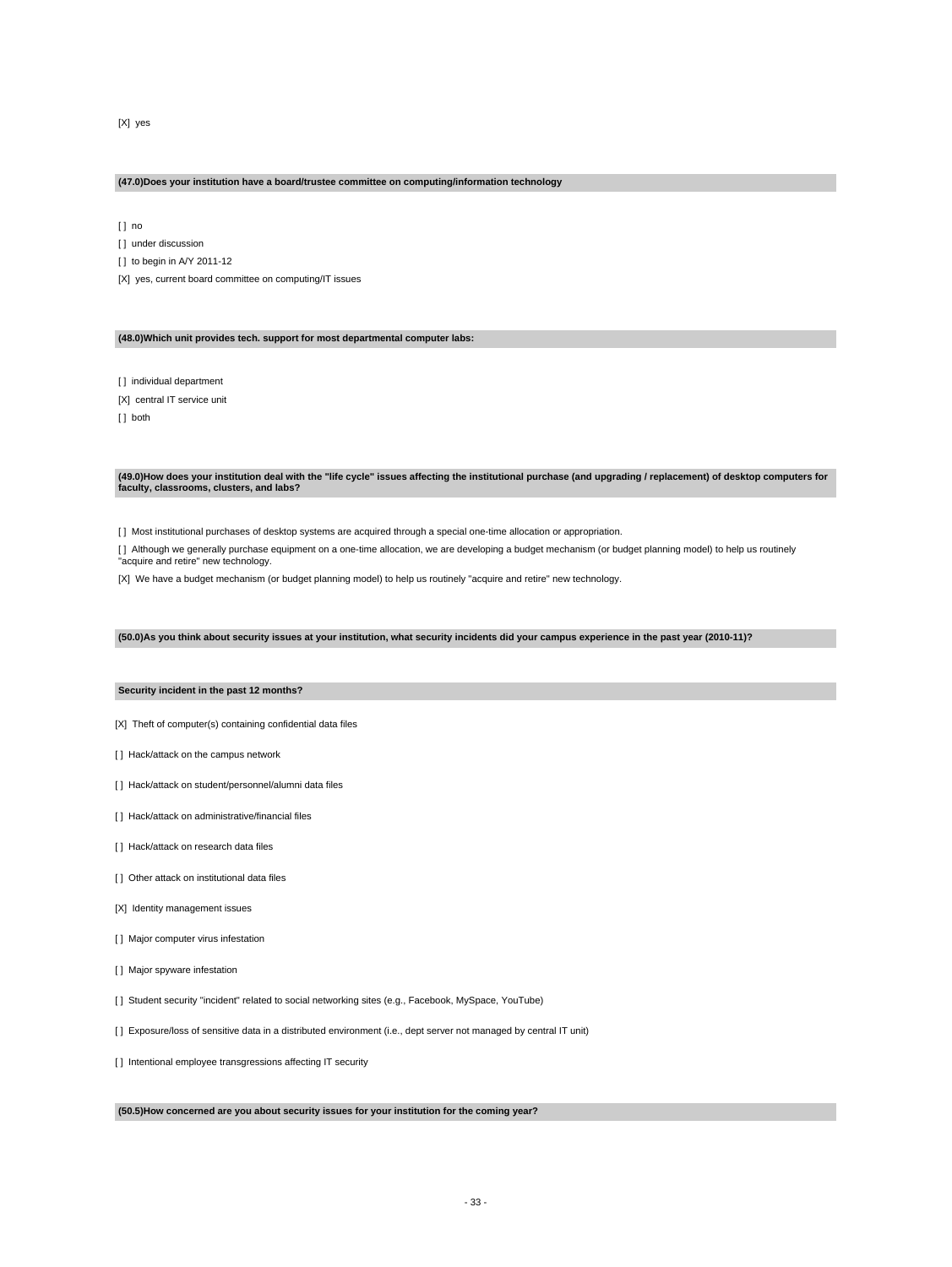[X] yes

**(47.0)Does your institution have a board/trustee committee on computing/information technology**

[ ] no

[ ] under discussion

[ ] to begin in A/Y 2011-12

[X] yes, current board committee on computing/IT issues

**(48.0)Which unit provides tech. support for most departmental computer labs:**

[ ] individual department

[X] central IT service unit

[ ] both

**(49.0)How does your institution deal with the "life cycle" issues affecting the institutional purchase (and upgrading / replacement) of desktop computers for faculty, classrooms, clusters, and labs?**

[ ] Most institutional purchases of desktop systems are acquired through a special one-time allocation or appropriation.

[ ] Although we generally purchase equipment on a one-time allocation, we are developing a budget mechanism (or budget planning model) to help us routinely "acquire and retire" new technology.

[X] We have a budget mechanism (or budget planning model) to help us routinely "acquire and retire" new technology.

**(50.0)As you think about security issues at your institution, what security incidents did your campus experience in the past year (2010-11)?**

**Security incident in the past 12 months?**

[X] Theft of computer(s) containing confidential data files

[ ] Hack/attack on the campus network

[ ] Hack/attack on student/personnel/alumni data files

[ ] Hack/attack on administrative/financial files

[ ] Hack/attack on research data files

[ ] Other attack on institutional data files

[X] Identity management issues

[ ] Major computer virus infestation

[ ] Major spyware infestation

[ ] Student security "incident" related to social networking sites (e.g., Facebook, MySpace, YouTube)

[ ] Exposure/loss of sensitive data in a distributed environment (i.e., dept server not managed by central IT unit)

[ ] Intentional employee transgressions affecting IT security

**(50.5)How concerned are you about security issues for your institution for the coming year?**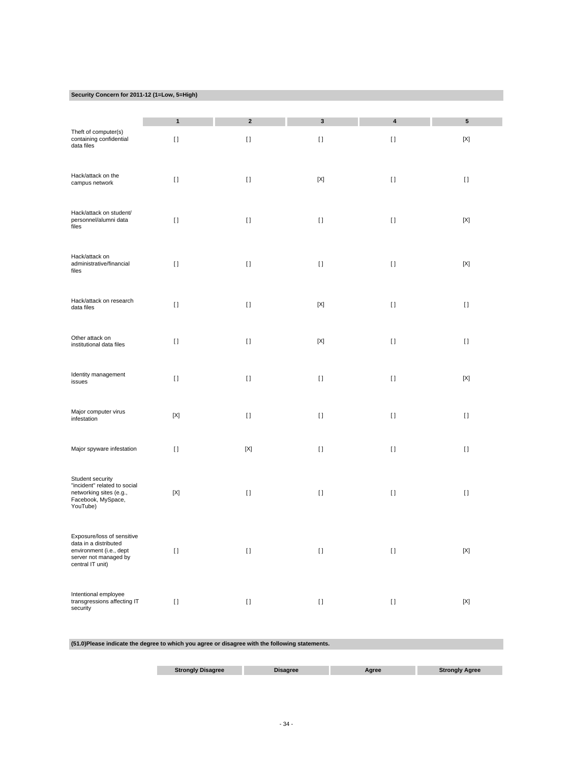**Security Concern for 2011-12 (1=Low, 5=High)**

| | 1 | 2 | 3 | 4 | 5 |
|---|---|---|---|---|---|
| Theft of computer(s) containing confidential data files | [ ] | [ ] | [ ] | [ ] | [X] |
| Hack/attack on the campus network | [ ] | [ ] | [X] | [ ] | [ ] |
| Hack/attack on student/ personnel/alumni data files | [ ] | [ ] | [ ] | [ ] | [X] |
| Hack/attack on administrative/financial files | [ ] | [ ] | [ ] | [ ] | [X] |
| Hack/attack on research data files | [ ] | [ ] | [X] | [ ] | [ ] |
| Other attack on institutional data files | [ ] | [ ] | [X] | [ ] | [ ] |
| Identity management issues | [ ] | [ ] | [ ] | [ ] | [X] |
| Major computer virus infestation | [X] | [ ] | [ ] | [ ] | [ ] |
| Major spyware infestation | [ ] | [X] | [ ] | [ ] | [ ] |
| Student security "incident" related to social networking sites (e.g., Facebook, MySpace, YouTube) | [X] | [ ] | [ ] | [ ] | [ ] |
| Exposure/loss of sensitive data in a distributed environment (i.e., dept server not managed by central IT unit) | [ ] | [ ] | [ ] | [ ] | [X] |
| Intentional employee transgressions affecting IT security | [ ] | [ ] | [ ] | [ ] | [X] |

**(51.0)Please indicate the degree to which you agree or disagree with the following statements.**

| | Strongly Disagree | Disagree | Agree | Strongly Agree |
|---|---|---|---|---|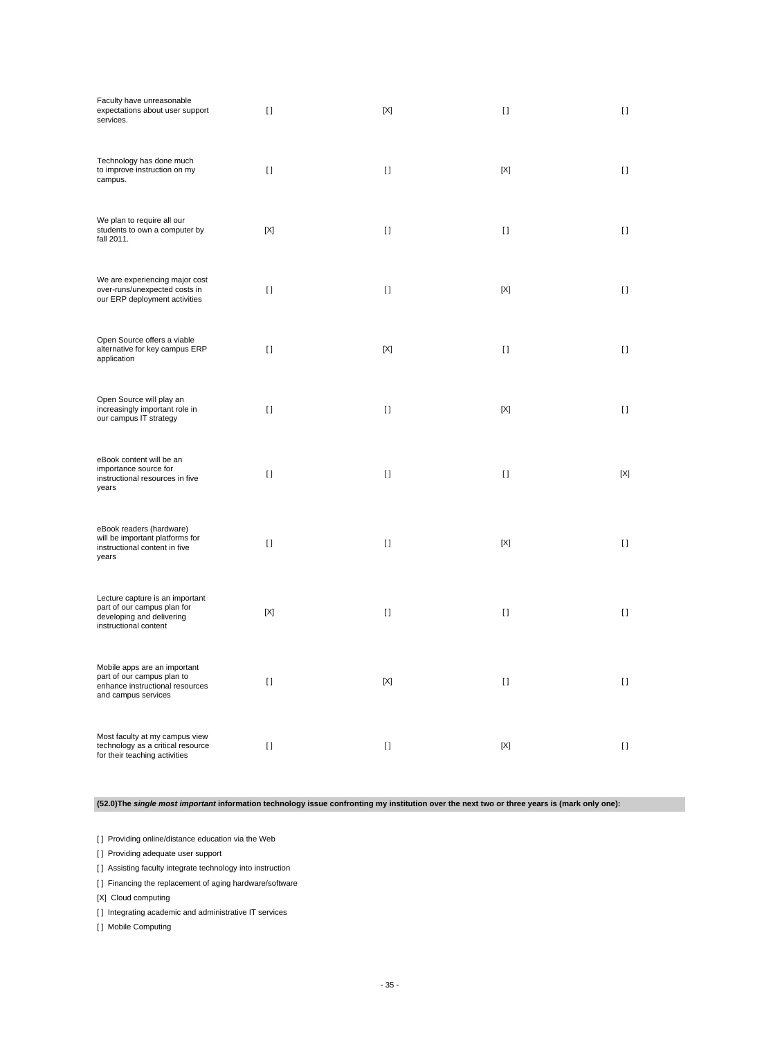| | | | | |
|---|---|---|---|---|
| Faculty have unreasonable expectations about user support services. | [ ] | [X] | [ ] | [ ] |
| Technology has done much to improve instruction on my campus. | [ ] | [ ] | [X] | [ ] |
| We plan to require all our students to own a computer by fall 2011. | [X] | [ ] | [ ] | [ ] |
| We are experiencing major cost over-runs/unexpected costs in our ERP deployment activities | [ ] | [ ] | [X] | [ ] |
| Open Source offers a viable alternative for key campus ERP application | [ ] | [X] | [ ] | [ ] |
| Open Source will play an increasingly important role in our campus IT strategy | [ ] | [ ] | [X] | [ ] |
| eBook content will be an importance source for instructional resources in five years | [ ] | [ ] | [ ] | [X] |
| eBook readers (hardware) will be important platforms for instructional content in five years | [ ] | [ ] | [X] | [ ] |
| Lecture capture is an important part of our campus plan for developing and delivering instructional content | [X] | [ ] | [ ] | [ ] |
| Mobile apps are an important part of our campus plan to enhance instructional resources and campus services | [ ] | [X] | [ ] | [ ] |
| Most faculty at my campus view technology as a critical resource for their teaching activities | [ ] | [ ] | [X] | [ ] |

**(52.0)The *single most important* information technology issue confronting my institution over the next two or three years is (mark only one):**

[ ] Providing online/distance education via the Web

[ ] Providing adequate user support

[ ] Assisting faculty integrate technology into instruction

[ ] Financing the replacement of aging hardware/software

[X] Cloud computing

[ ] Integrating academic and administrative IT services

[ ] Mobile Computing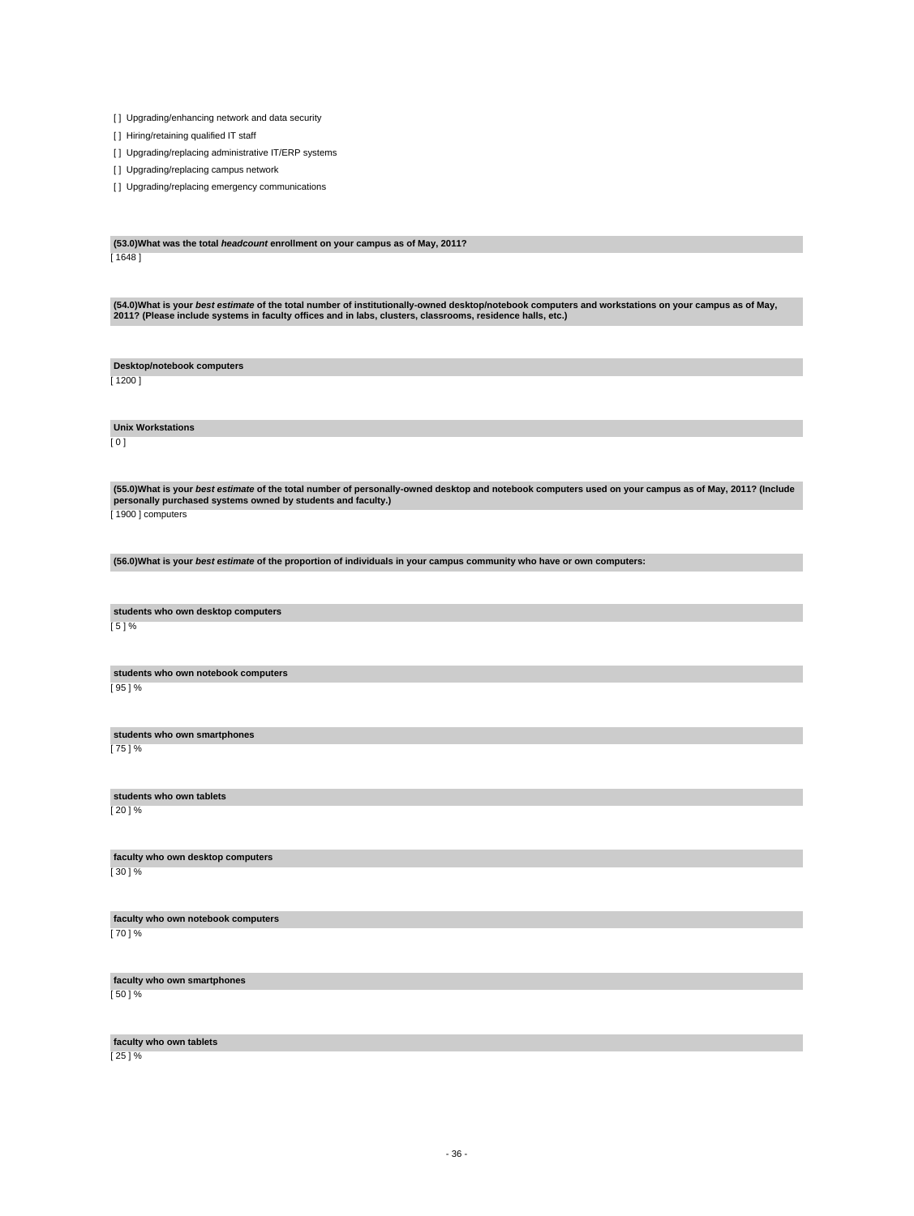[ ] Upgrading/enhancing network and data security

[ ] Hiring/retaining qualified IT staff

[ ] Upgrading/replacing administrative IT/ERP systems

[ ] Upgrading/replacing campus network

[ ] Upgrading/replacing emergency communications

**(53.0)What was the total *headcount* enrollment on your campus as of May, 2011?**

[ 1648 ]

**(54.0)What is your *best estimate* of the total number of institutionally-owned desktop/notebook computers and workstations on your campus as of May, 2011? (Please include systems in faculty offices and in labs, clusters, classrooms, residence halls, etc.)**

**Desktop/notebook computers**

[ 1200 ]

**Unix Workstations**

[ 0 ]

**(55.0)What is your *best estimate* of the total number of personally-owned desktop and notebook computers used on your campus as of May, 2011? (Include personally purchased systems owned by students and faculty.)**

[ 1900 ] computers

**(56.0)What is your *best estimate* of the proportion of individuals in your campus community who have or own computers:**

**students who own desktop computers**

[ 5 ] %

**students who own notebook computers**

[ 95 ] %

**students who own smartphones**

[ 75 ] %

**students who own tablets**

[ 20 ] %

**faculty who own desktop computers**

[ 30 ] %

**faculty who own notebook computers**

[ 70 ] %

**faculty who own smartphones**

[ 50 ] %

**faculty who own tablets**

[ 25 ] %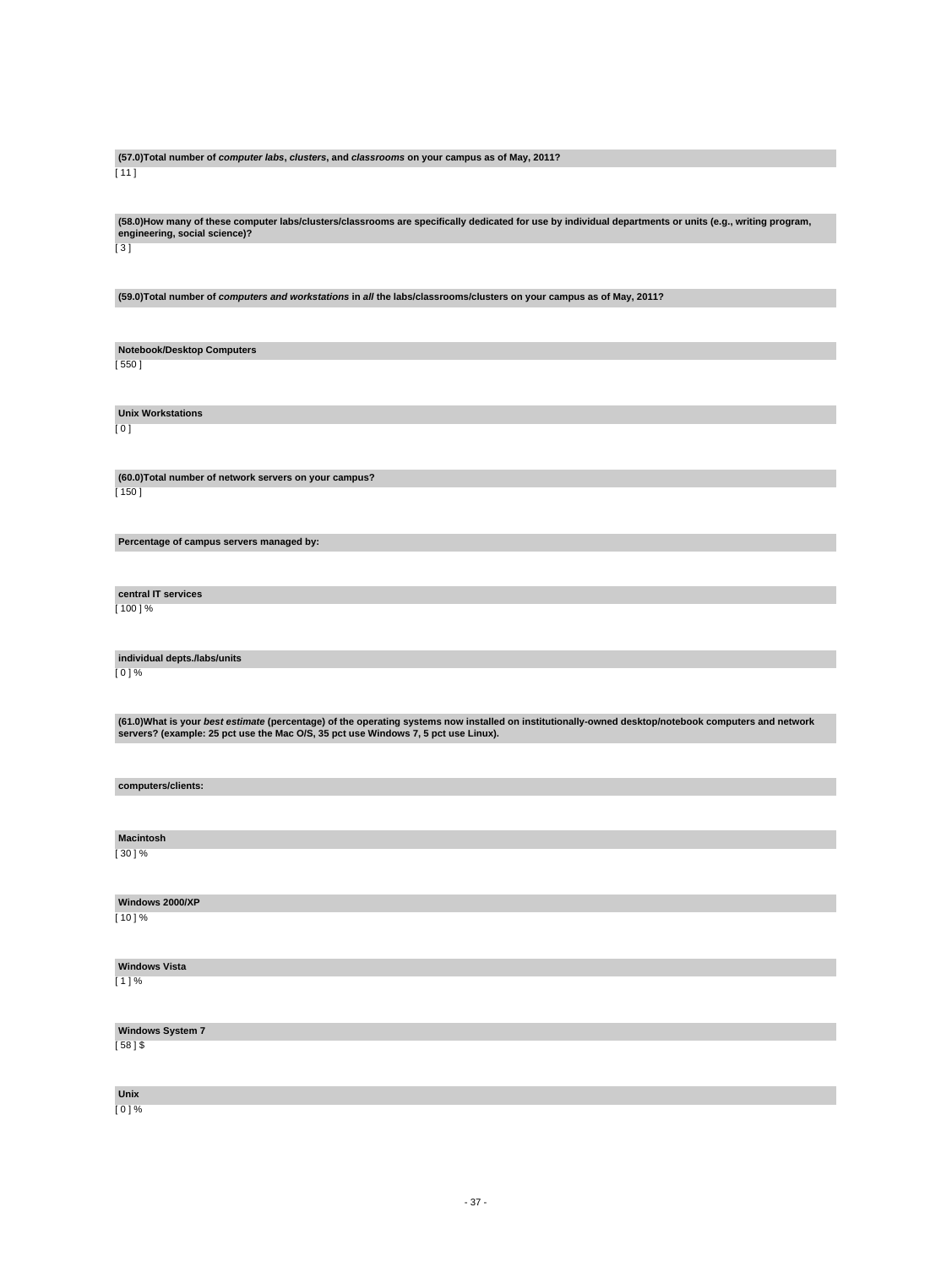**(57.0)Total number of *computer labs*, *clusters*, and *classrooms* on your campus as of May, 2011?**

[ 11 ]

**(58.0)How many of these computer labs/clusters/classrooms are specifically dedicated for use by individual departments or units (e.g., writing program, engineering, social science)?**

[ 3 ]

**(59.0)Total number of *computers and workstations* in *all* the labs/classrooms/clusters on your campus as of May, 2011?**

**Notebook/Desktop Computers**

[ 550 ]

**Unix Workstations**

[ 0 ]

**(60.0)Total number of network servers on your campus?**

[ 150 ]

**Percentage of campus servers managed by:**

**central IT services**

[ 100 ] %

**individual depts./labs/units**

[ 0 ] %

**(61.0)What is your *best estimate* (percentage) of the operating systems now installed on institutionally-owned desktop/notebook computers and network servers? (example: 25 pct use the Mac O/S, 35 pct use Windows 7, 5 pct use Linux).**

**computers/clients:**

**Macintosh**

[ 30 ] %

**Windows 2000/XP**

[ 10 ] %

**Windows Vista**

[ 1 ] %

**Windows System 7**

[ 58 ] $

**Unix**

[ 0 ] %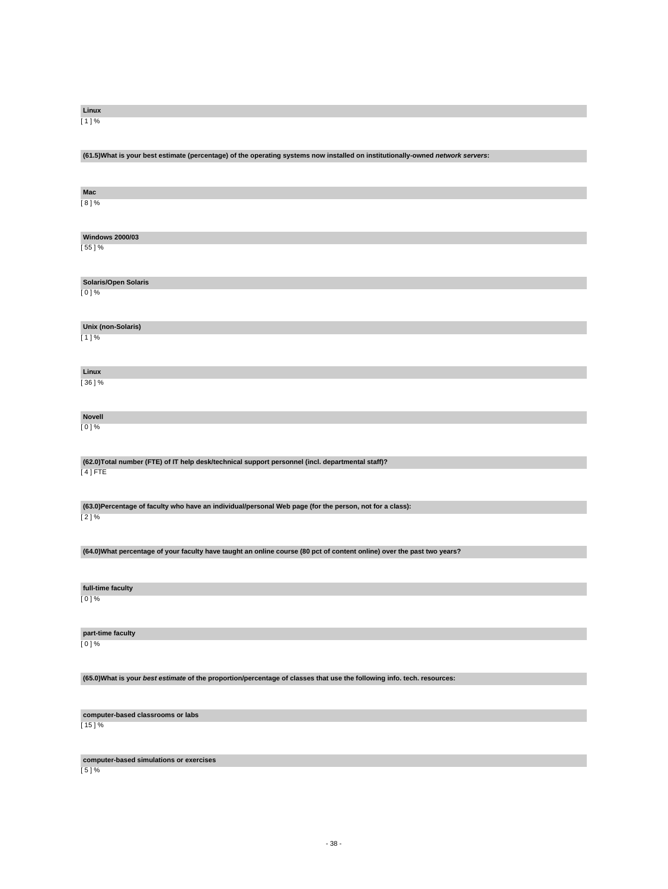**Linux**

[ 1 ] %

**(61.5)What is your best estimate (percentage) of the operating systems now installed on institutionally-owned *network servers*:**

**Mac**

[ 8 ] %

**Windows 2000/03**

[ 55 ] %

**Solaris/Open Solaris**

[ 0 ] %

**Unix (non-Solaris)**

[ 1 ] %

**Linux**

[ 36 ] %

**Novell**

[ 0 ] %

**(62.0)Total number (FTE) of IT help desk/technical support personnel (incl. departmental staff)?**

[ 4 ] FTE

**(63.0)Percentage of faculty who have an individual/personal Web page (for the person, not for a class):**

[ 2 ] %

**(64.0)What percentage of your faculty have taught an online course (80 pct of content online) over the past two years?**

**full-time faculty**

[ 0 ] %

**part-time faculty**

[ 0 ] %

**(65.0)What is your *best estimate* of the proportion/percentage of classes that use the following info. tech. resources:**

**computer-based classrooms or labs**

[ 15 ] %

**computer-based simulations or exercises**

[ 5 ] %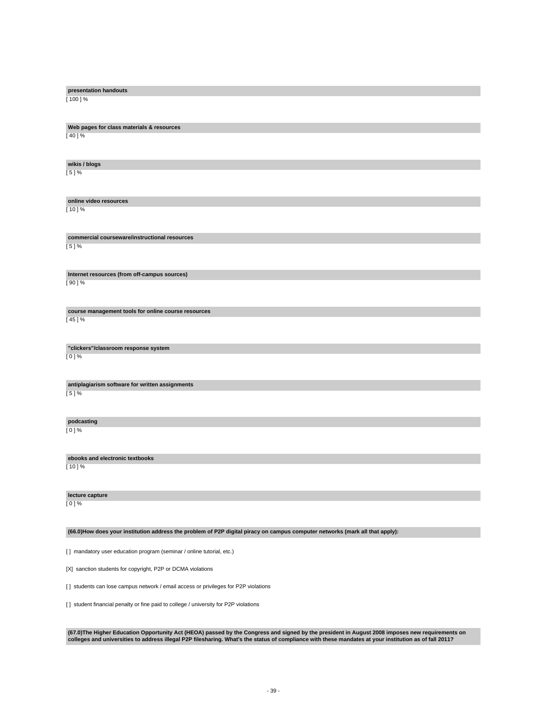**presentation handouts**

[ 100 ] %

**Web pages for class materials & resources**

[ 40 ] %

**wikis / blogs**

[ 5 ] %

**online video resources**

[ 10 ] %

**commercial courseware/instructional resources**

[ 5 ] %

**Internet resources (from off-campus sources)**

[ 90 ] %

**course management tools for online course resources**

[ 45 ] %

**"clickers"/classroom response system**

[ 0 ] %

**antiplagiarism software for written assignments**

[ 5 ] %

**podcasting**

[ 0 ] %

**ebooks and electronic textbooks**

[ 10 ] %

**lecture capture**

[ 0 ] %

**(66.0)How does your institution address the problem of P2P digital piracy on campus computer networks (mark all that apply):**

[ ] mandatory user education program (seminar / online tutorial, etc.)

[X] sanction students for copyright, P2P or DCMA violations

[ ] students can lose campus network / email access or privileges for P2P violations

[ ] student financial penalty or fine paid to college / university for P2P violations

**(67.0)The Higher Education Opportunity Act (HEOA) passed by the Congress and signed by the president in August 2008 imposes new requirements on colleges and universities to address illegal P2P filesharing. What's the status of compliance with these mandates at your institution as of fall 2011?**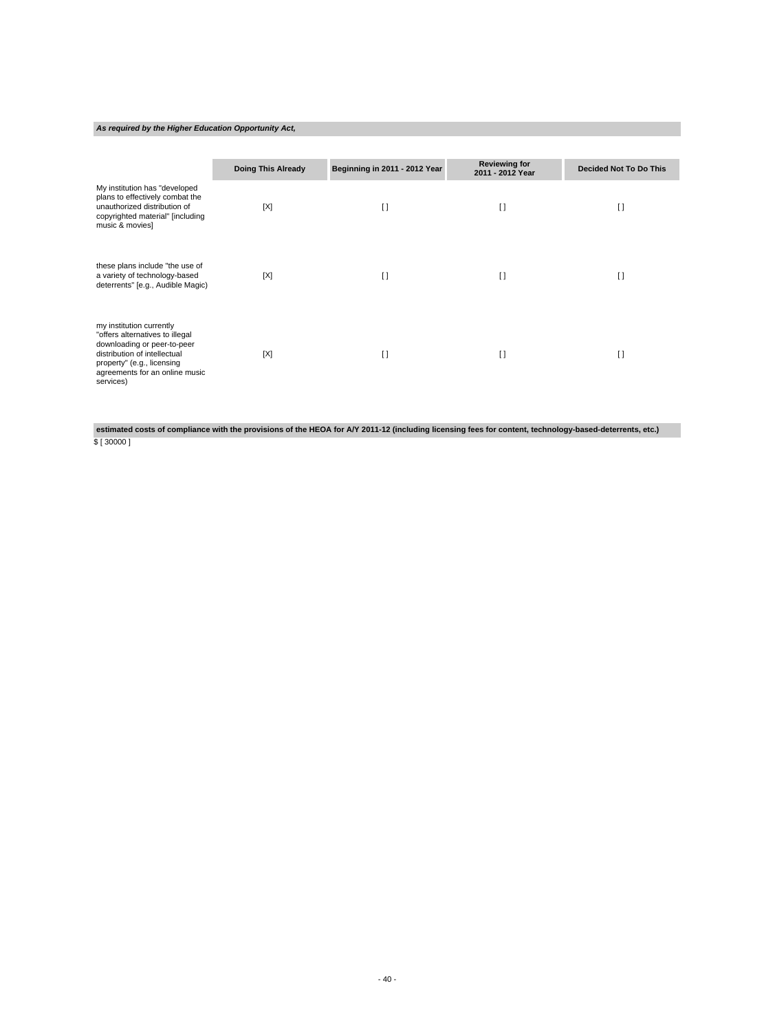***As required by the Higher Education Opportunity Act,***

| | Doing This Already | Beginning in 2011 - 2012 Year | Reviewing for 2011 - 2012 Year | Decided Not To Do This |
|---|---|---|---|---|
| My institution has "developed plans to effectively combat the unauthorized distribution of copyrighted material" [including music & movies] | [X] | [ ] | [ ] | [ ] |
| these plans include "the use of a variety of technology-based deterrents" [e.g., Audible Magic) | [X] | [ ] | [ ] | [ ] |
| my institution currently "offers alternatives to illegal downloading or peer-to-peer distribution of intellectual property" (e.g., licensing agreements for an online music services) | [X] | [ ] | [ ] | [ ] |

**estimated costs of compliance with the provisions of the HEOA for A/Y 2011-12 (including licensing fees for content, technology-based-deterrents, etc.)**

$ [ 30000 ]